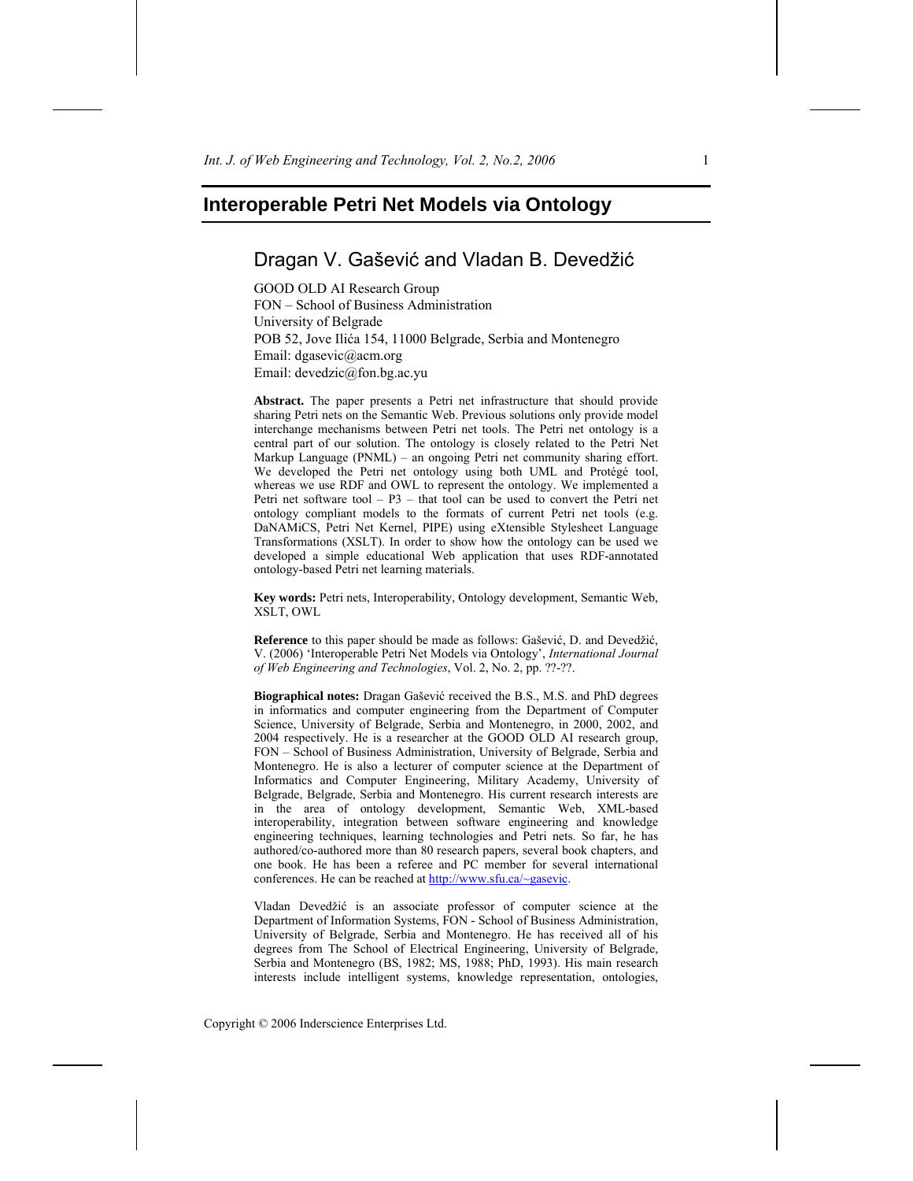# Interoperable Petri Net Models via Ontology

## Dragan V. Gašević and Vladan B. Devedžić

GOOD OLD AI Research Group
FON – School of Business Administration
University of Belgrade
POB 52, Jove Ilića 154, 11000 Belgrade, Serbia and Montenegro
Email: dgasevic@acm.org
Email: devedzic@fon.bg.ac.yu

**Abstract.** The paper presents a Petri net infrastructure that should provide sharing Petri nets on the Semantic Web. Previous solutions only provide model interchange mechanisms between Petri net tools. The Petri net ontology is a central part of our solution. The ontology is closely related to the Petri Net Markup Language (PNML) – an ongoing Petri net community sharing effort. We developed the Petri net ontology using both UML and Protégé tool, whereas we use RDF and OWL to represent the ontology. We implemented a Petri net software tool – P3 – that tool can be used to convert the Petri net ontology compliant models to the formats of current Petri net tools (e.g. DaNAMiCS, Petri Net Kernel, PIPE) using eXtensible Stylesheet Language Transformations (XSLT). In order to show how the ontology can be used we developed a simple educational Web application that uses RDF-annotated ontology-based Petri net learning materials.

**Key words:** Petri nets, Interoperability, Ontology development, Semantic Web, XSLT, OWL

**Reference** to this paper should be made as follows: Gašević, D. and Devedžić, V. (2006) 'Interoperable Petri Net Models via Ontology', *International Journal of Web Engineering and Technologies*, Vol. 2, No. 2, pp. ??-??.

**Biographical notes:** Dragan Gašević received the B.S., M.S. and PhD degrees in informatics and computer engineering from the Department of Computer Science, University of Belgrade, Serbia and Montenegro, in 2000, 2002, and 2004 respectively. He is a researcher at the GOOD OLD AI research group, FON – School of Business Administration, University of Belgrade, Serbia and Montenegro. He is also a lecturer of computer science at the Department of Informatics and Computer Engineering, Military Academy, University of Belgrade, Belgrade, Serbia and Montenegro. His current research interests are in the area of ontology development, Semantic Web, XML-based interoperability, integration between software engineering and knowledge engineering techniques, learning technologies and Petri nets. So far, he has authored/co-authored more than 80 research papers, several book chapters, and one book. He has been a referee and PC member for several international conferences. He can be reached at http://www.sfu.ca/~gasevic.

Vladan Devedžić is an associate professor of computer science at the Department of Information Systems, FON - School of Business Administration, University of Belgrade, Serbia and Montenegro. He has received all of his degrees from The School of Electrical Engineering, University of Belgrade, Serbia and Montenegro (BS, 1982; MS, 1988; PhD, 1993). His main research interests include intelligent systems, knowledge representation, ontologies,

Copyright © 2006 Inderscience Enterprises Ltd.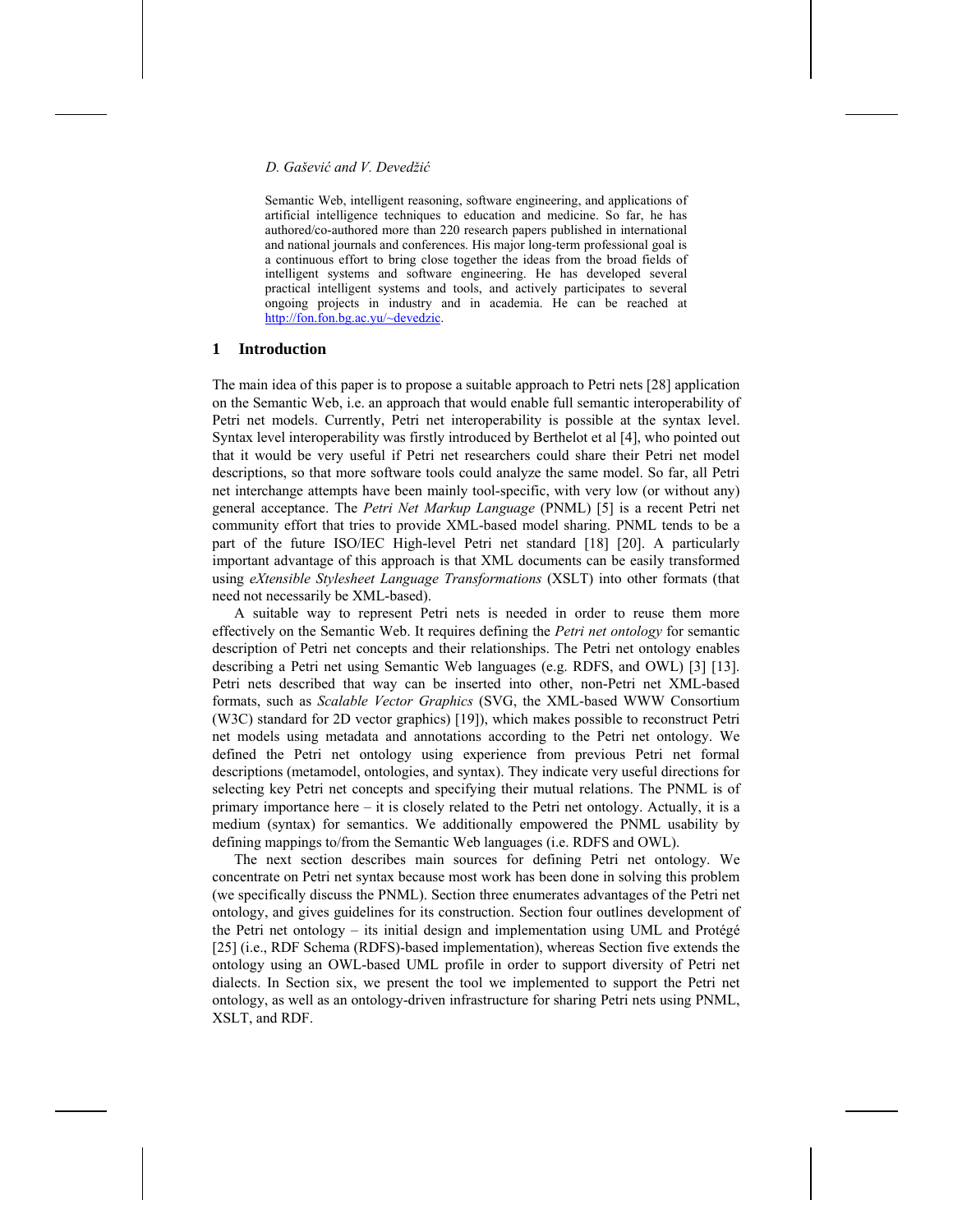Semantic Web, intelligent reasoning, software engineering, and applications of artificial intelligence techniques to education and medicine. So far, he has authored/co-authored more than 220 research papers published in international and national journals and conferences. His major long-term professional goal is a continuous effort to bring close together the ideas from the broad fields of intelligent systems and software engineering. He has developed several practical intelligent systems and tools, and actively participates to several ongoing projects in industry and in academia. He can be reached at http://fon.fon.bg.ac.yu/~devedzic.

## 1 Introduction

The main idea of this paper is to propose a suitable approach to Petri nets [28] application on the Semantic Web, i.e. an approach that would enable full semantic interoperability of Petri net models. Currently, Petri net interoperability is possible at the syntax level. Syntax level interoperability was firstly introduced by Berthelot et al [4], who pointed out that it would be very useful if Petri net researchers could share their Petri net model descriptions, so that more software tools could analyze the same model. So far, all Petri net interchange attempts have been mainly tool-specific, with very low (or without any) general acceptance. The *Petri Net Markup Language* (PNML) [5] is a recent Petri net community effort that tries to provide XML-based model sharing. PNML tends to be a part of the future ISO/IEC High-level Petri net standard [18] [20]. A particularly important advantage of this approach is that XML documents can be easily transformed using *eXtensible Stylesheet Language Transformations* (XSLT) into other formats (that need not necessarily be XML-based).

A suitable way to represent Petri nets is needed in order to reuse them more effectively on the Semantic Web. It requires defining the *Petri net ontology* for semantic description of Petri net concepts and their relationships. The Petri net ontology enables describing a Petri net using Semantic Web languages (e.g. RDFS, and OWL) [3] [13]. Petri nets described that way can be inserted into other, non-Petri net XML-based formats, such as *Scalable Vector Graphics* (SVG, the XML-based WWW Consortium (W3C) standard for 2D vector graphics) [19]), which makes possible to reconstruct Petri net models using metadata and annotations according to the Petri net ontology. We defined the Petri net ontology using experience from previous Petri net formal descriptions (metamodel, ontologies, and syntax). They indicate very useful directions for selecting key Petri net concepts and specifying their mutual relations. The PNML is of primary importance here – it is closely related to the Petri net ontology. Actually, it is a medium (syntax) for semantics. We additionally empowered the PNML usability by defining mappings to/from the Semantic Web languages (i.e. RDFS and OWL).

The next section describes main sources for defining Petri net ontology. We concentrate on Petri net syntax because most work has been done in solving this problem (we specifically discuss the PNML). Section three enumerates advantages of the Petri net ontology, and gives guidelines for its construction. Section four outlines development of the Petri net ontology – its initial design and implementation using UML and Protégé [25] (i.e., RDF Schema (RDFS)-based implementation), whereas Section five extends the ontology using an OWL-based UML profile in order to support diversity of Petri net dialects. In Section six, we present the tool we implemented to support the Petri net ontology, as well as an ontology-driven infrastructure for sharing Petri nets using PNML, XSLT, and RDF.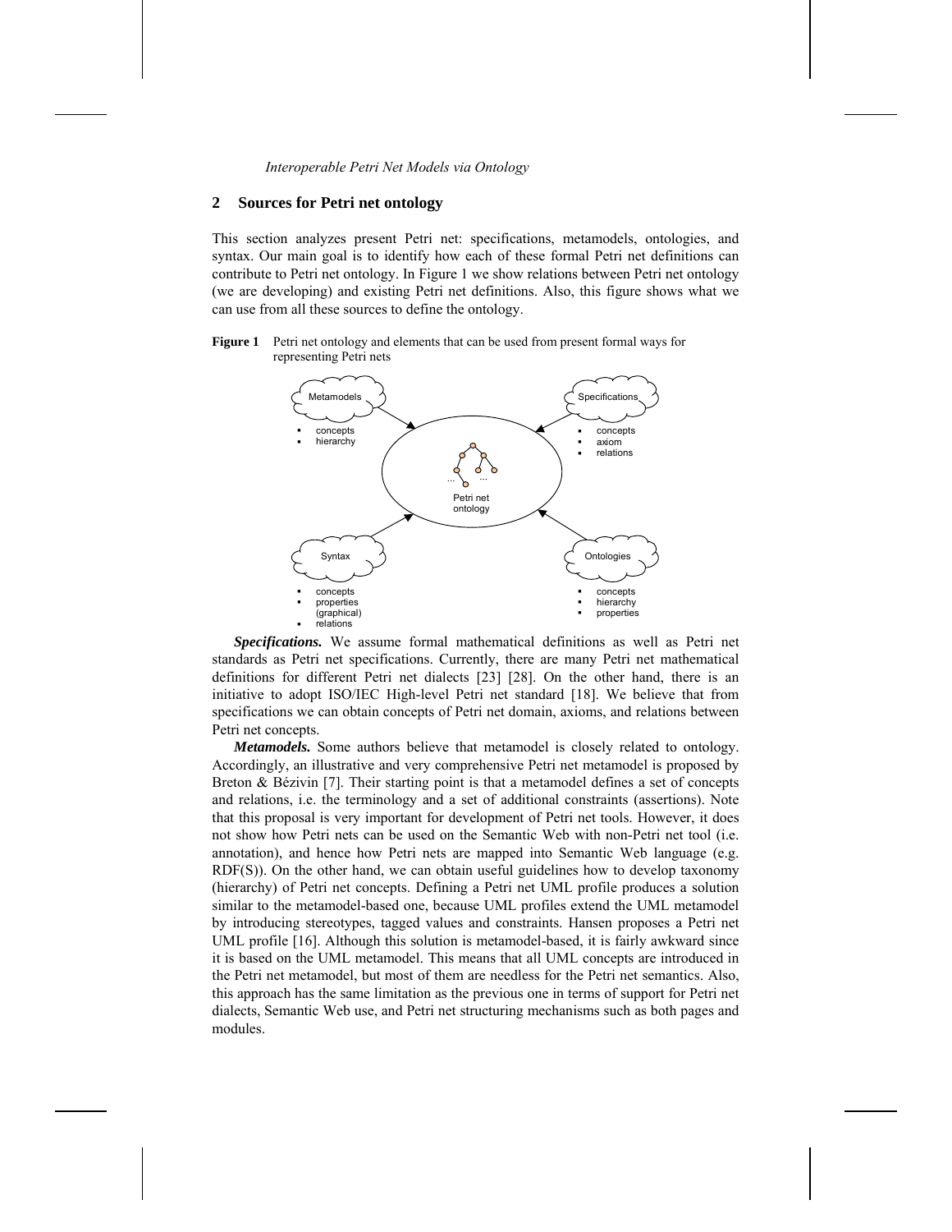## 2 Sources for Petri net ontology

This section analyzes present Petri net: specifications, metamodels, ontologies, and syntax. Our main goal is to identify how each of these formal Petri net definitions can contribute to Petri net ontology. In Figure 1 we show relations between Petri net ontology (we are developing) and existing Petri net definitions. Also, this figure shows what we can use from all these sources to define the ontology.

**Figure 1** Petri net ontology and elements that can be used from present formal ways for representing Petri nets

Metamodels
- concepts
- hierarchy

Specifications
- concepts
- axiom
- relations

Petri net ontology

Syntax
- concepts
- properties (graphical)
- relations

Ontologies
- concepts
- hierarchy
- properties

***Specifications.*** We assume formal mathematical definitions as well as Petri net standards as Petri net specifications. Currently, there are many Petri net mathematical definitions for different Petri net dialects [23] [28]. On the other hand, there is an initiative to adopt ISO/IEC High-level Petri net standard [18]. We believe that from specifications we can obtain concepts of Petri net domain, axioms, and relations between Petri net concepts.

***Metamodels.*** Some authors believe that metamodel is closely related to ontology. Accordingly, an illustrative and very comprehensive Petri net metamodel is proposed by Breton & Bézivin [7]. Their starting point is that a metamodel defines a set of concepts and relations, i.e. the terminology and a set of additional constraints (assertions). Note that this proposal is very important for development of Petri net tools. However, it does not show how Petri nets can be used on the Semantic Web with non-Petri net tool (i.e. annotation), and hence how Petri nets are mapped into Semantic Web language (e.g. RDF(S)). On the other hand, we can obtain useful guidelines how to develop taxonomy (hierarchy) of Petri net concepts. Defining a Petri net UML profile produces a solution similar to the metamodel-based one, because UML profiles extend the UML metamodel by introducing stereotypes, tagged values and constraints. Hansen proposes a Petri net UML profile [16]. Although this solution is metamodel-based, it is fairly awkward since it is based on the UML metamodel. This means that all UML concepts are introduced in the Petri net metamodel, but most of them are needless for the Petri net semantics. Also, this approach has the same limitation as the previous one in terms of support for Petri net dialects, Semantic Web use, and Petri net structuring mechanisms such as both pages and modules.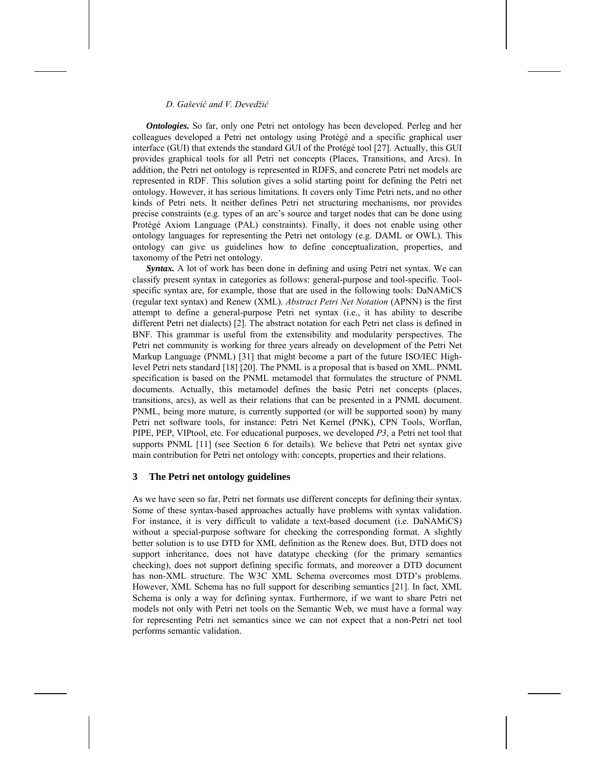***Ontologies.*** So far, only one Petri net ontology has been developed. Perleg and her colleagues developed a Petri net ontology using Protégé and a specific graphical user interface (GUI) that extends the standard GUI of the Protégé tool [27]. Actually, this GUI provides graphical tools for all Petri net concepts (Places, Transitions, and Arcs). In addition, the Petri net ontology is represented in RDFS, and concrete Petri net models are represented in RDF. This solution gives a solid starting point for defining the Petri net ontology. However, it has serious limitations. It covers only Time Petri nets, and no other kinds of Petri nets. It neither defines Petri net structuring mechanisms, nor provides precise constraints (e.g. types of an arc's source and target nodes that can be done using Protégé Axiom Language (PAL) constraints). Finally, it does not enable using other ontology languages for representing the Petri net ontology (e.g. DAML or OWL). This ontology can give us guidelines how to define conceptualization, properties, and taxonomy of the Petri net ontology.

***Syntax.*** A lot of work has been done in defining and using Petri net syntax. We can classify present syntax in categories as follows: general-purpose and tool-specific. Tool-specific syntax are, for example, those that are used in the following tools: DaNAMiCS (regular text syntax) and Renew (XML). *Abstract Petri Net Notation* (APNN) is the first attempt to define a general-purpose Petri net syntax (i.e., it has ability to describe different Petri net dialects) [2]. The abstract notation for each Petri net class is defined in BNF. This grammar is useful from the extensibility and modularity perspectives. The Petri net community is working for three years already on development of the Petri Net Markup Language (PNML) [31] that might become a part of the future ISO/IEC High-level Petri nets standard [18] [20]. The PNML is a proposal that is based on XML. PNML specification is based on the PNML metamodel that formulates the structure of PNML documents. Actually, this metamodel defines the basic Petri net concepts (places, transitions, arcs), as well as their relations that can be presented in a PNML document. PNML, being more mature, is currently supported (or will be supported soon) by many Petri net software tools, for instance: Petri Net Kernel (PNK), CPN Tools, Worflan, PIPE, PEP, VIPtool, etc. For educational purposes, we developed *P3*, a Petri net tool that supports PNML [11] (see Section 6 for details). We believe that Petri net syntax give main contribution for Petri net ontology with: concepts, properties and their relations.

## 3 The Petri net ontology guidelines

As we have seen so far, Petri net formats use different concepts for defining their syntax. Some of these syntax-based approaches actually have problems with syntax validation. For instance, it is very difficult to validate a text-based document (i.e. DaNAMiCS) without a special-purpose software for checking the corresponding format. A slightly better solution is to use DTD for XML definition as the Renew does. But, DTD does not support inheritance, does not have datatype checking (for the primary semantics checking), does not support defining specific formats, and moreover a DTD document has non-XML structure. The W3C XML Schema overcomes most DTD's problems. However, XML Schema has no full support for describing semantics [21]. In fact, XML Schema is only a way for defining syntax. Furthermore, if we want to share Petri net models not only with Petri net tools on the Semantic Web, we must have a formal way for representing Petri net semantics since we can not expect that a non-Petri net tool performs semantic validation.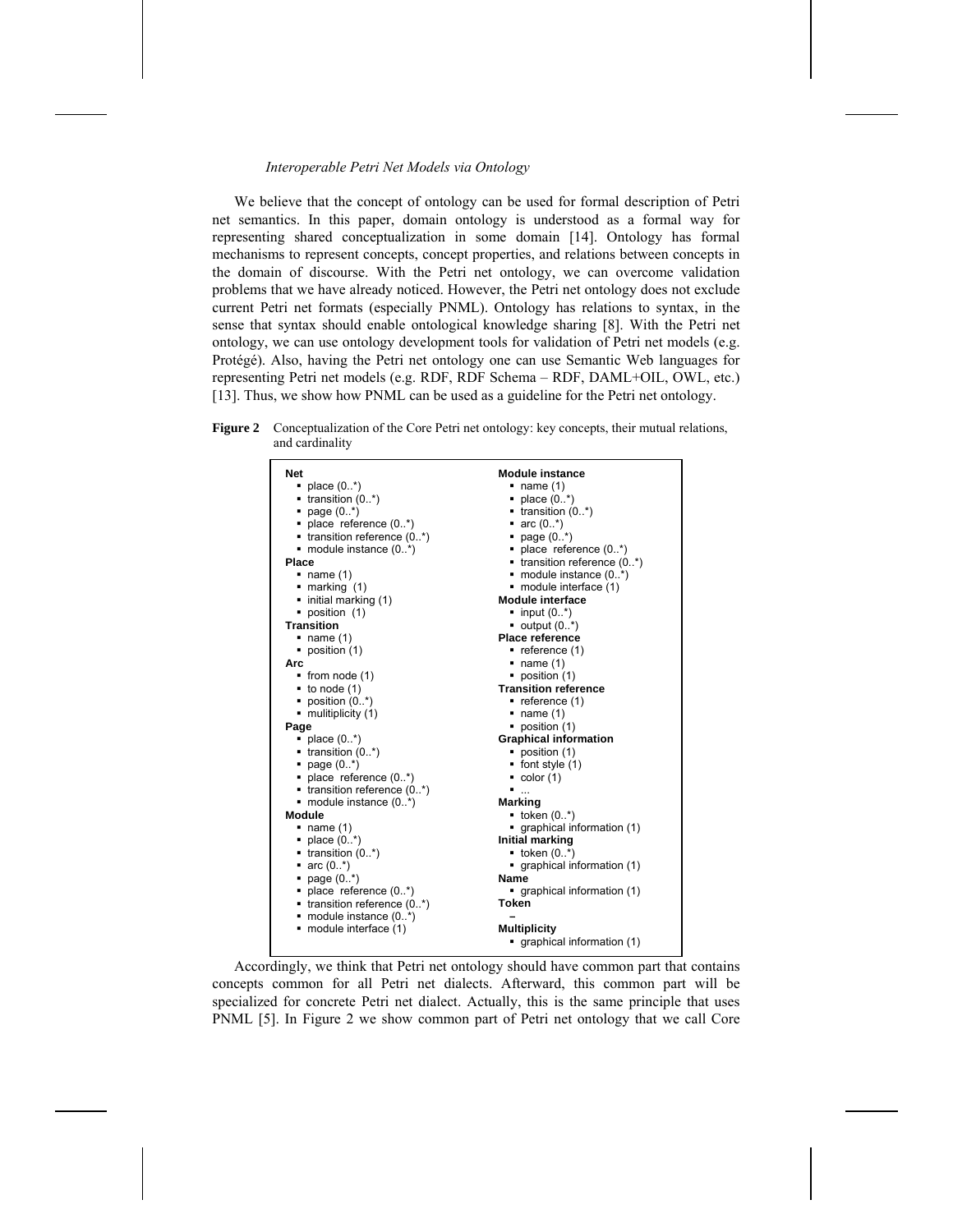We believe that the concept of ontology can be used for formal description of Petri net semantics. In this paper, domain ontology is understood as a formal way for representing shared conceptualization in some domain [14]. Ontology has formal mechanisms to represent concepts, concept properties, and relations between concepts in the domain of discourse. With the Petri net ontology, we can overcome validation problems that we have already noticed. However, the Petri net ontology does not exclude current Petri net formats (especially PNML). Ontology has relations to syntax, in the sense that syntax should enable ontological knowledge sharing [8]. With the Petri net ontology, we can use ontology development tools for validation of Petri net models (e.g. Protégé). Also, having the Petri net ontology one can use Semantic Web languages for representing Petri net models (e.g. RDF, RDF Schema – RDF, DAML+OIL, OWL, etc.) [13]. Thus, we show how PNML can be used as a guideline for the Petri net ontology.

**Figure 2** Conceptualization of the Core Petri net ontology: key concepts, their mutual relations, and cardinality

**Net**
- place (0..*)
- transition (0..*)
- page (0..*)
- place reference (0..*)
- transition reference (0..*)
- module instance (0..*)

**Place**
- name (1)
- marking (1)
- initial marking (1)
- position (1)

**Transition**
- name (1)
- position (1)

**Arc**
- from node (1)
- to node (1)
- position (0..*)
- mulitiplicity (1)

**Page**
- place (0..*)
- transition (0..*)
- page (0..*)
- place reference (0..*)
- transition reference (0..*)
- module instance (0..*)

**Module**
- name (1)
- place (0..*)
- transition (0..*)
- arc (0..*)
- page (0..*)
- place reference (0..*)
- transition reference (0..*)
- module instance (0..*)
- module interface (1)

**Module instance**
- name (1)
- place (0..*)
- transition (0..*)
- arc (0..*)
- page (0..*)
- place reference (0..*)
- transition reference (0..*)
- module instance (0..*)
- module interface (1)

**Module interface**
- input (0..*)
- output (0..*)

**Place reference**
- reference (1)
- name (1)
- position (1)

**Transition reference**
- reference (1)
- name (1)
- position (1)

**Graphical information**
- position (1)
- font style (1)
- color (1)
- ...

**Marking**
- token (0..*)
- graphical information (1)

**Initial marking**
- token (0..*)
- graphical information (1)

**Name**
- graphical information (1)

**Token**

–

**Multiplicity**
- graphical information (1)

Accordingly, we think that Petri net ontology should have common part that contains concepts common for all Petri net dialects. Afterward, this common part will be specialized for concrete Petri net dialect. Actually, this is the same principle that uses PNML [5]. In Figure 2 we show common part of Petri net ontology that we call Core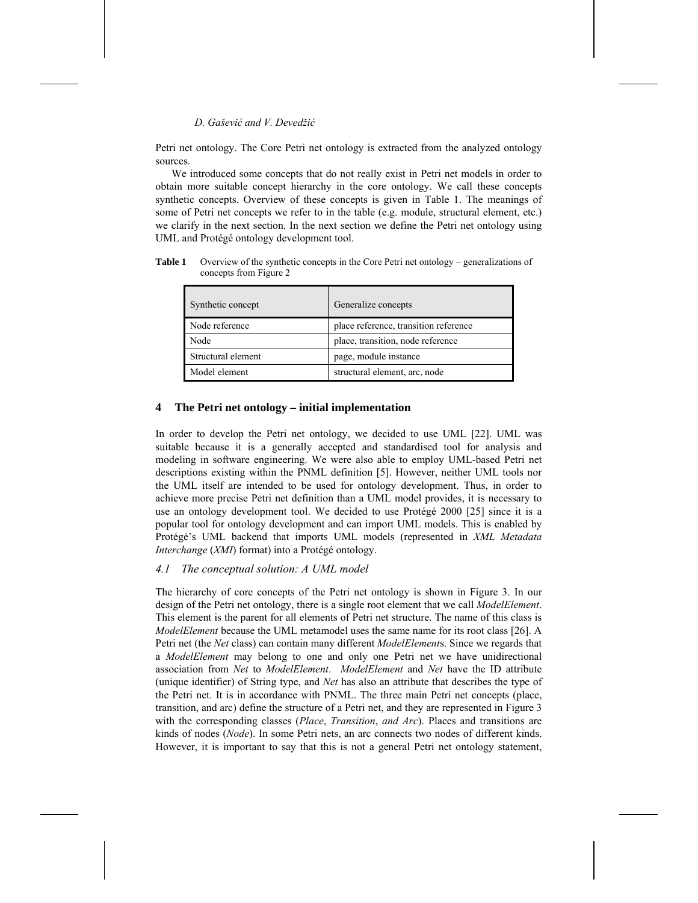Petri net ontology. The Core Petri net ontology is extracted from the analyzed ontology sources.

We introduced some concepts that do not really exist in Petri net models in order to obtain more suitable concept hierarchy in the core ontology. We call these concepts synthetic concepts. Overview of these concepts is given in Table 1. The meanings of some of Petri net concepts we refer to in the table (e.g. module, structural element, etc.) we clarify in the next section. In the next section we define the Petri net ontology using UML and Protégé ontology development tool.

**Table 1** Overview of the synthetic concepts in the Core Petri net ontology – generalizations of concepts from Figure 2

| Synthetic concept | Generalize concepts |
|---|---|
| Node reference | place reference, transition reference |
| Node | place, transition, node reference |
| Structural element | page, module instance |
| Model element | structural element, arc, node |

## 4 The Petri net ontology – initial implementation

In order to develop the Petri net ontology, we decided to use UML [22]. UML was suitable because it is a generally accepted and standardised tool for analysis and modeling in software engineering. We were also able to employ UML-based Petri net descriptions existing within the PNML definition [5]. However, neither UML tools nor the UML itself are intended to be used for ontology development. Thus, in order to achieve more precise Petri net definition than a UML model provides, it is necessary to use an ontology development tool. We decided to use Protégé 2000 [25] since it is a popular tool for ontology development and can import UML models. This is enabled by Protégé's UML backend that imports UML models (represented in *XML Metadata Interchange* (*XMI*) format) into a Protégé ontology.

### *4.1 The conceptual solution: A UML model*

The hierarchy of core concepts of the Petri net ontology is shown in Figure 3. In our design of the Petri net ontology, there is a single root element that we call *ModelElement*. This element is the parent for all elements of Petri net structure. The name of this class is *ModelElement* because the UML metamodel uses the same name for its root class [26]. A Petri net (the *Net* class) can contain many different *ModelElement*s. Since we regards that a *ModelElement* may belong to one and only one Petri net we have unidirectional association from *Net* to *ModelElement*. *ModelElement* and *Net* have the ID attribute (unique identifier) of String type, and *Net* has also an attribute that describes the type of the Petri net. It is in accordance with PNML. The three main Petri net concepts (place, transition, and arc) define the structure of a Petri net, and they are represented in Figure 3 with the corresponding classes (*Place*, *Transition*, *and Arc*). Places and transitions are kinds of nodes (*Node*). In some Petri nets, an arc connects two nodes of different kinds. However, it is important to say that this is not a general Petri net ontology statement,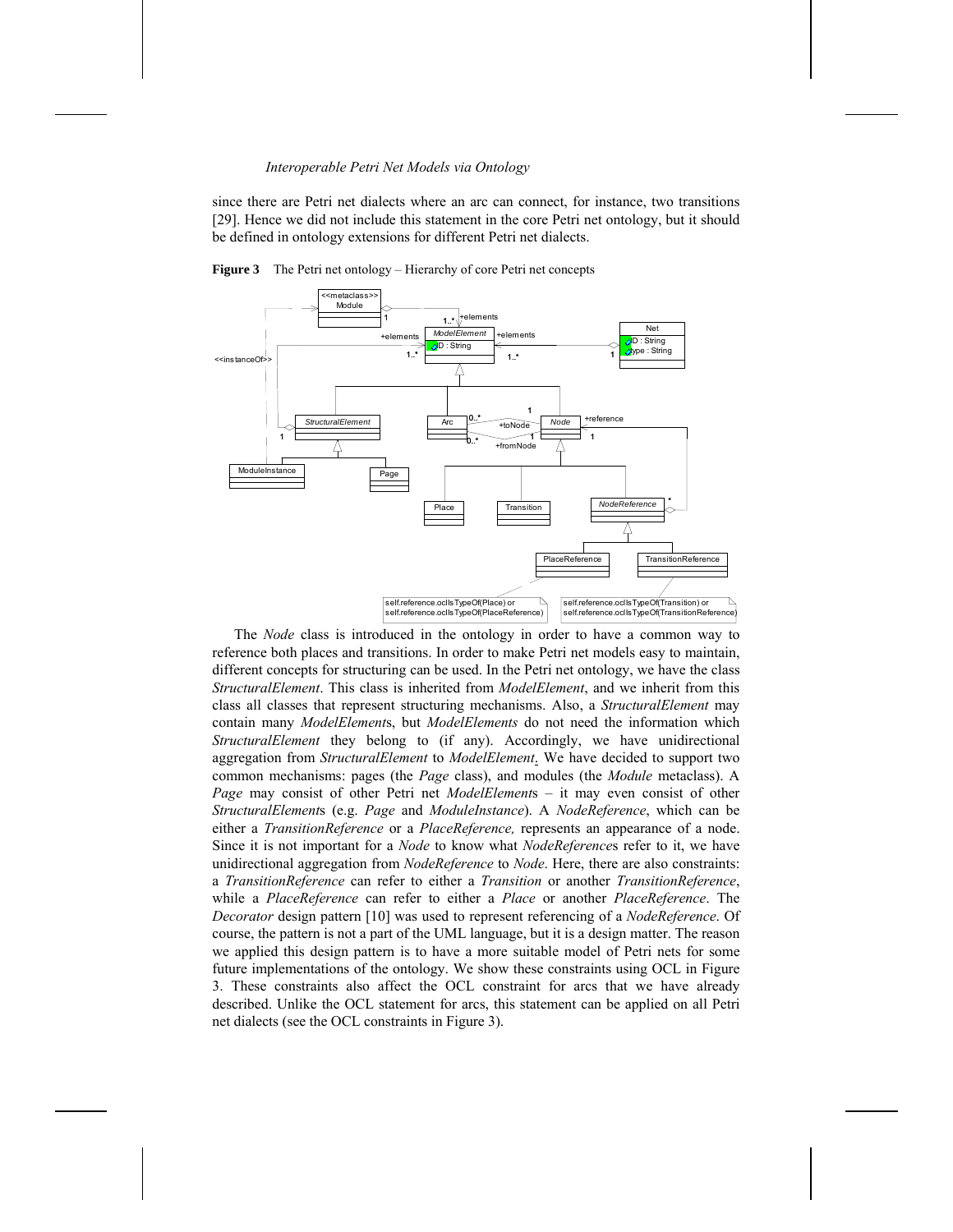since there are Petri net dialects where an arc can connect, for instance, two transitions [29]. Hence we did not include this statement in the core Petri net ontology, but it should be defined in ontology extensions for different Petri net dialects.

**Figure 3** The Petri net ontology – Hierarchy of core Petri net concepts

The *Node* class is introduced in the ontology in order to have a common way to reference both places and transitions. In order to make Petri net models easy to maintain, different concepts for structuring can be used. In the Petri net ontology, we have the class *StructuralElement*. This class is inherited from *ModelElement*, and we inherit from this class all classes that represent structuring mechanisms. Also, a *StructuralElement* may contain many *ModelElement*s, but *ModelElements* do not need the information which *StructuralElement* they belong to (if any). Accordingly, we have unidirectional aggregation from *StructuralElement* to *ModelElement*. We have decided to support two common mechanisms: pages (the *Page* class), and modules (the *Module* metaclass). A *Page* may consist of other Petri net *ModelElement*s – it may even consist of other *StructuralElement*s (e.g. *Page* and *ModuleInstance*). A *NodeReference*, which can be either a *TransitionReference* or a *PlaceReference,* represents an appearance of a node. Since it is not important for a *Node* to know what *NodeReference*s refer to it, we have unidirectional aggregation from *NodeReference* to *Node*. Here, there are also constraints: a *TransitionReference* can refer to either a *Transition* or another *TransitionReference*, while a *PlaceReference* can refer to either a *Place* or another *PlaceReference*. The *Decorator* design pattern [10] was used to represent referencing of a *NodeReference*. Of course, the pattern is not a part of the UML language, but it is a design matter. The reason we applied this design pattern is to have a more suitable model of Petri nets for some future implementations of the ontology. We show these constraints using OCL in Figure 3. These constraints also affect the OCL constraint for arcs that we have already described. Unlike the OCL statement for arcs, this statement can be applied on all Petri net dialects (see the OCL constraints in Figure 3).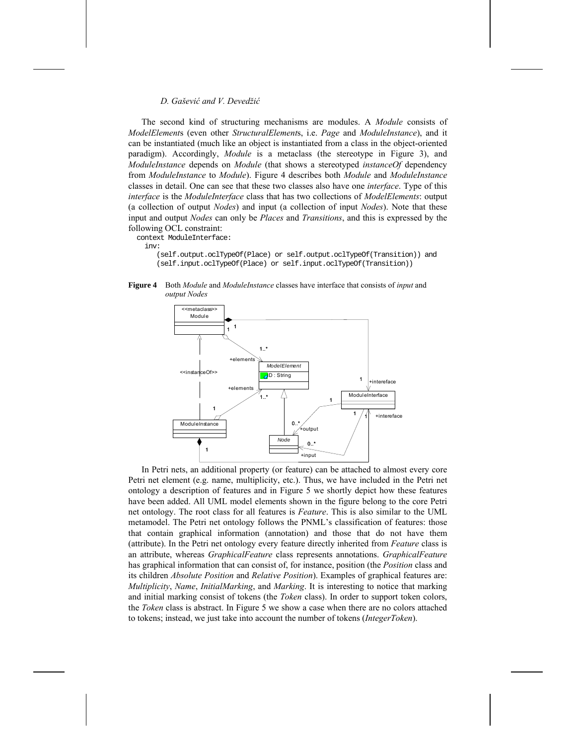The second kind of structuring mechanisms are modules. A *Module* consists of *ModelElement*s (even other *StructuralElement*s, i.e. *Page* and *ModuleInstance*), and it can be instantiated (much like an object is instantiated from a class in the object-oriented paradigm). Accordingly, *Module* is a metaclass (the stereotype in Figure 3), and *ModuleInstance* depends on *Module* (that shows a stereotyped *instanceOf* dependency from *ModuleInstance* to *Module*). Figure 4 describes both *Module* and *ModuleInstance* classes in detail. One can see that these two classes also have one *interface*. Type of this *interface* is the *ModuleInterface* class that has two collections of *ModelElements*: output (a collection of output *Nodes*) and input (a collection of input *Nodes*). Note that these input and output *Nodes* can only be *Places* and *Transitions*, and this is expressed by the following OCL constraint:

```
context ModuleInterface:
  inv:
     (self.output.oclTypeOf(Place) or self.output.oclTypeOf(Transition)) and
     (self.input.oclTypeOf(Place) or self.input.oclTypeOf(Transition))
```

**Figure 4** Both *Module* and *ModuleInstance* classes have interface that consists of *input* and *output Nodes*

In Petri nets, an additional property (or feature) can be attached to almost every core Petri net element (e.g. name, multiplicity, etc.). Thus, we have included in the Petri net ontology a description of features and in Figure 5 we shortly depict how these features have been added. All UML model elements shown in the figure belong to the core Petri net ontology. The root class for all features is *Feature*. This is also similar to the UML metamodel. The Petri net ontology follows the PNML's classification of features: those that contain graphical information (annotation) and those that do not have them (attribute). In the Petri net ontology every feature directly inherited from *Feature* class is an attribute, whereas *GraphicalFeature* class represents annotations. *GraphicalFeature* has graphical information that can consist of, for instance, position (the *Position* class and its children *Absolute Position* and *Relative Position*). Examples of graphical features are: *Multiplicity*, *Name*, *InitialMarking*, and *Marking*. It is interesting to notice that marking and initial marking consist of tokens (the *Token* class). In order to support token colors, the *Token* class is abstract. In Figure 5 we show a case when there are no colors attached to tokens; instead, we just take into account the number of tokens (*IntegerToken*).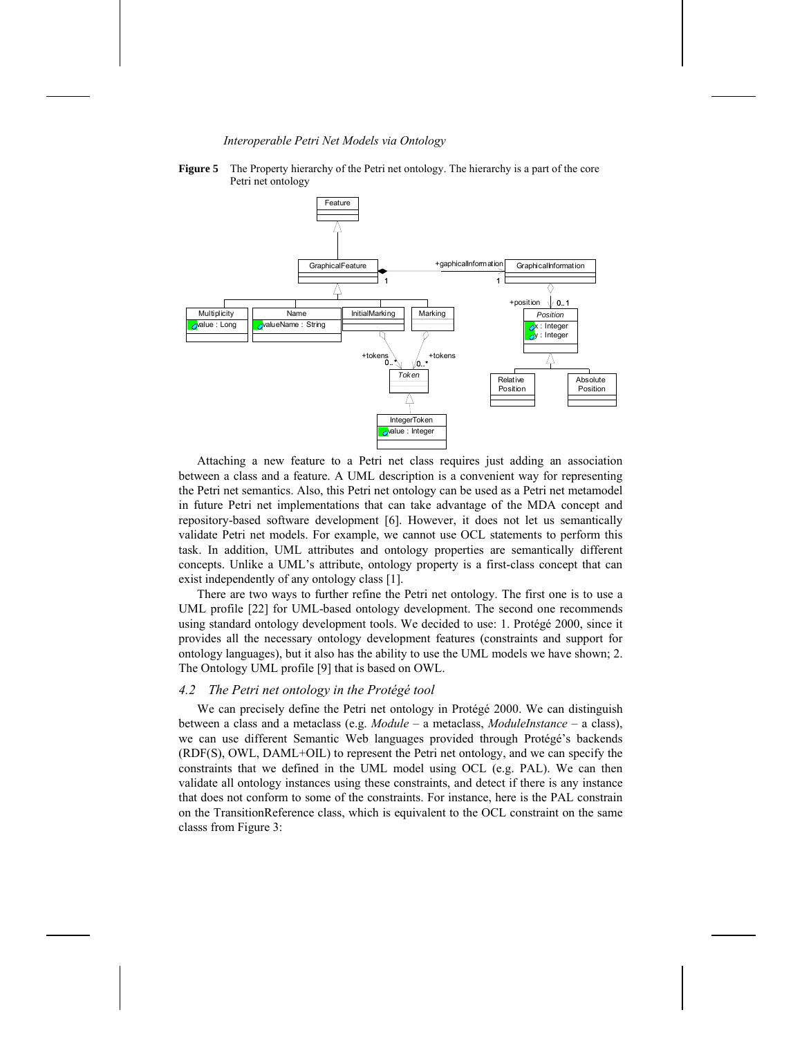**Figure 5** The Property hierarchy of the Petri net ontology. The hierarchy is a part of the core Petri net ontology

Attaching a new feature to a Petri net class requires just adding an association between a class and a feature. A UML description is a convenient way for representing the Petri net semantics. Also, this Petri net ontology can be used as a Petri net metamodel in future Petri net implementations that can take advantage of the MDA concept and repository-based software development [6]. However, it does not let us semantically validate Petri net models. For example, we cannot use OCL statements to perform this task. In addition, UML attributes and ontology properties are semantically different concepts. Unlike a UML's attribute, ontology property is a first-class concept that can exist independently of any ontology class [1].

There are two ways to further refine the Petri net ontology. The first one is to use a UML profile [22] for UML-based ontology development. The second one recommends using standard ontology development tools. We decided to use: 1. Protégé 2000, since it provides all the necessary ontology development features (constraints and support for ontology languages), but it also has the ability to use the UML models we have shown; 2. The Ontology UML profile [9] that is based on OWL.

### *4.2 The Petri net ontology in the Protégé tool*

We can precisely define the Petri net ontology in Protégé 2000. We can distinguish between a class and a metaclass (e.g. *Module* – a metaclass, *ModuleInstance* – a class), we can use different Semantic Web languages provided through Protégé's backends (RDF(S), OWL, DAML+OIL) to represent the Petri net ontology, and we can specify the constraints that we defined in the UML model using OCL (e.g. PAL). We can then validate all ontology instances using these constraints, and detect if there is any instance that does not conform to some of the constraints. For instance, here is the PAL constrain on the TransitionReference class, which is equivalent to the OCL constraint on the same classs from Figure 3: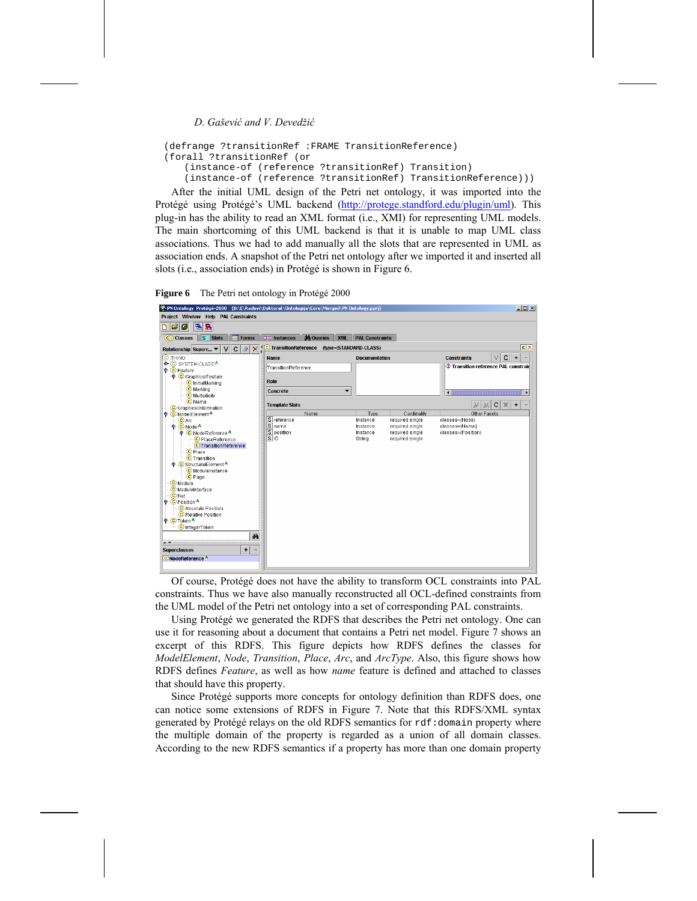```
(defrange ?transitionRef :FRAME TransitionReference)
(forall ?transitionRef (or
    (instance-of (reference ?transitionRef) Transition)
    (instance-of (reference ?transitionRef) TransitionReference)))
```

After the initial UML design of the Petri net ontology, it was imported into the Protégé using Protégé's UML backend (http://protege.standford.edu/plugin/uml). This plug-in has the ability to read an XML format (i.e., XMI) for representing UML models. The main shortcoming of this UML backend is that it is unable to map UML class associations. Thus we had to add manually all the slots that are represented in UML as association ends. A snapshot of the Petri net ontology after we imported it and inserted all slots (i.e., association ends) in Protégé is shown in Figure 6.

**Figure 6** The Petri net ontology in Protégé 2000

Of course, Protégé does not have the ability to transform OCL constraints into PAL constraints. Thus we have also manually reconstructed all OCL-defined constraints from the UML model of the Petri net ontology into a set of corresponding PAL constraints.

Using Protégé we generated the RDFS that describes the Petri net ontology. One can use it for reasoning about a document that contains a Petri net model. Figure 7 shows an excerpt of this RDFS. This figure depicts how RDFS defines the classes for *ModelElement*, *Node*, *Transition*, *Place*, *Arc*, and *ArcType*. Also, this figure shows how RDFS defines *Feature*, as well as how *name* feature is defined and attached to classes that should have this property.

Since Protégé supports more concepts for ontology definition than RDFS does, one can notice some extensions of RDFS in Figure 7. Note that this RDFS/XML syntax generated by Protégé relays on the old RDFS semantics for `rdf:domain` property where the multiple domain of the property is regarded as a union of all domain classes. According to the new RDFS semantics if a property has more than one domain property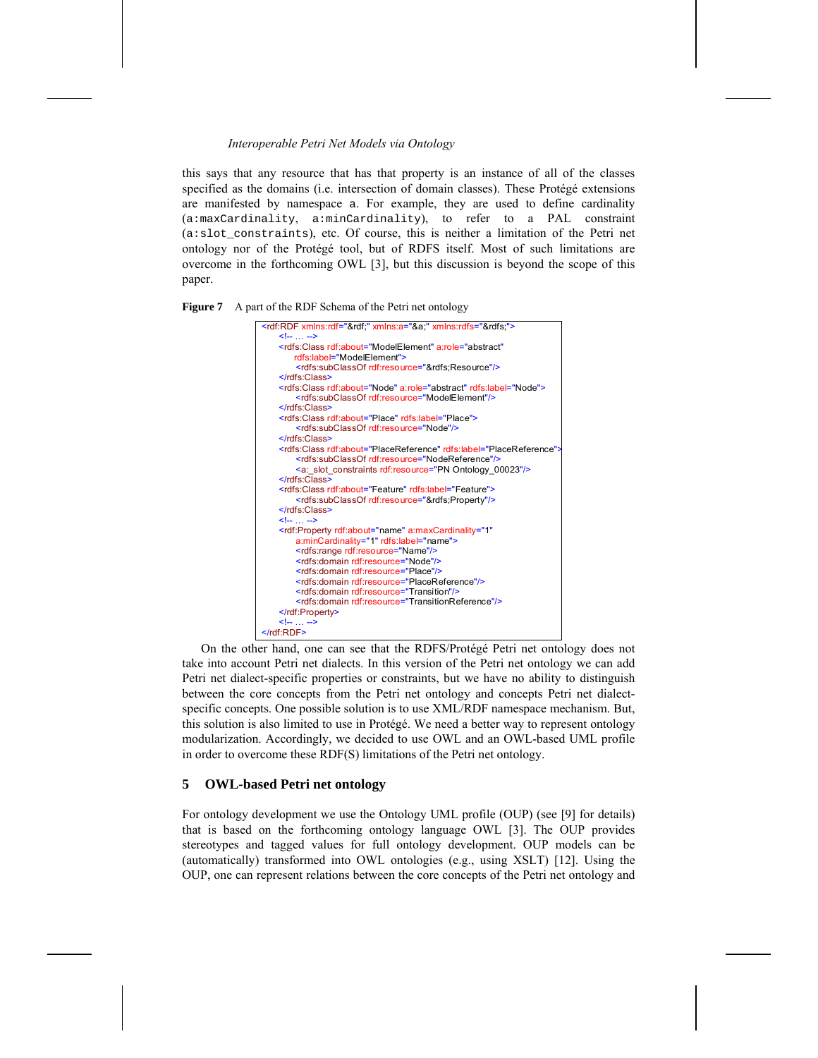this says that any resource that has that property is an instance of all of the classes specified as the domains (i.e. intersection of domain classes). These Protégé extensions are manifested by namespace `a`. For example, they are used to define cardinality (`a:maxCardinality`, `a:minCardinality`), to refer to a PAL constraint (`a:slot_constraints`), etc. Of course, this is neither a limitation of the Petri net ontology nor of the Protégé tool, but of RDFS itself. Most of such limitations are overcome in the forthcoming OWL [3], but this discussion is beyond the scope of this paper.

**Figure 7** A part of the RDF Schema of the Petri net ontology

```
<rdf:RDF xmlns:rdf="&rdf;" xmlns:a="&a;" xmlns:rdfs="&rdfs;">
    <!-- … -->
    <rdfs:Class rdf:about="ModelElement" a:role="abstract"
        rdfs:label="ModelElement">
        <rdfs:subClassOf rdf:resource="&rdfs;Resource"/>
    </rdfs:Class>
    <rdfs:Class rdf:about="Node" a:role="abstract" rdfs:label="Node">
        <rdfs:subClassOf rdf:resource="ModelElement"/>
    </rdfs:Class>
    <rdfs:Class rdf:about="Place" rdfs:label="Place">
        <rdfs:subClassOf rdf:resource="Node"/>
    </rdfs:Class>
    <rdfs:Class rdf:about="PlaceReference" rdfs:label="PlaceReference">
        <rdfs:subClassOf rdf:resource="NodeReference"/>
        <a:_slot_constraints rdf:resource="PN Ontology_00023"/>
    </rdfs:Class>
    <rdfs:Class rdf:about="Feature" rdfs:label="Feature">
        <rdfs:subClassOf rdf:resource="&rdfs;Property"/>
    </rdfs:Class>
    <!-- … -->
    <rdf:Property rdf:about="name" a:maxCardinality="1"
        a:minCardinality="1" rdfs:label="name">
        <rdfs:range rdf:resource="Name"/>
        <rdfs:domain rdf:resource="Node"/>
        <rdfs:domain rdf:resource="Place"/>
        <rdfs:domain rdf:resource="PlaceReference"/>
        <rdfs:domain rdf:resource="Transition"/>
        <rdfs:domain rdf:resource="TransitionReference"/>
    </rdf:Property>
    <!-- … -->
</rdf:RDF>
```

On the other hand, one can see that the RDFS/Protégé Petri net ontology does not take into account Petri net dialects. In this version of the Petri net ontology we can add Petri net dialect-specific properties or constraints, but we have no ability to distinguish between the core concepts from the Petri net ontology and concepts Petri net dialect-specific concepts. One possible solution is to use XML/RDF namespace mechanism. But, this solution is also limited to use in Protégé. We need a better way to represent ontology modularization. Accordingly, we decided to use OWL and an OWL-based UML profile in order to overcome these RDF(S) limitations of the Petri net ontology.

## 5 OWL-based Petri net ontology

For ontology development we use the Ontology UML profile (OUP) (see [9] for details) that is based on the forthcoming ontology language OWL [3]. The OUP provides stereotypes and tagged values for full ontology development. OUP models can be (automatically) transformed into OWL ontologies (e.g., using XSLT) [12]. Using the OUP, one can represent relations between the core concepts of the Petri net ontology and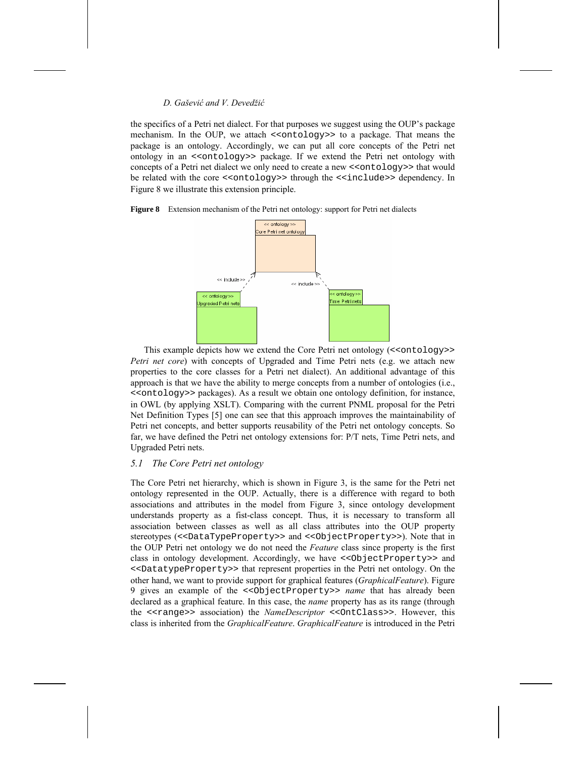the specifics of a Petri net dialect. For that purposes we suggest using the OUP's package mechanism. In the OUP, we attach <<ontology>> to a package. That means the package is an ontology. Accordingly, we can put all core concepts of the Petri net ontology in an <<ontology>> package. If we extend the Petri net ontology with concepts of a Petri net dialect we only need to create a new <<ontology>> that would be related with the core <<ontology>> through the <<include>> dependency. In Figure 8 we illustrate this extension principle.

**Figure 8** Extension mechanism of the Petri net ontology: support for Petri net dialects

This example depicts how we extend the Core Petri net ontology (<<ontology>> *Petri net core*) with concepts of Upgraded and Time Petri nets (e.g. we attach new properties to the core classes for a Petri net dialect). An additional advantage of this approach is that we have the ability to merge concepts from a number of ontologies (i.e., <<ontology>> packages). As a result we obtain one ontology definition, for instance, in OWL (by applying XSLT). Comparing with the current PNML proposal for the Petri Net Definition Types [5] one can see that this approach improves the maintainability of Petri net concepts, and better supports reusability of the Petri net ontology concepts. So far, we have defined the Petri net ontology extensions for: P/T nets, Time Petri nets, and Upgraded Petri nets.

### *5.1 The Core Petri net ontology*

The Core Petri net hierarchy, which is shown in Figure 3, is the same for the Petri net ontology represented in the OUP. Actually, there is a difference with regard to both associations and attributes in the model from Figure 3, since ontology development understands property as a fist-class concept. Thus, it is necessary to transform all association between classes as well as all class attributes into the OUP property stereotypes (<<DataTypeProperty>> and <<ObjectProperty>>). Note that in the OUP Petri net ontology we do not need the *Feature* class since property is the first class in ontology development. Accordingly, we have <<ObjectProperty>> and <<DatatypeProperty>> that represent properties in the Petri net ontology. On the other hand, we want to provide support for graphical features (*GraphicalFeature*). Figure 9 gives an example of the <<ObjectProperty>> *name* that has already been declared as a graphical feature. In this case, the *name* property has as its range (through the <<range>> association) the *NameDescriptor* <<OntClass>>. However, this class is inherited from the *GraphicalFeature*. *GraphicalFeature* is introduced in the Petri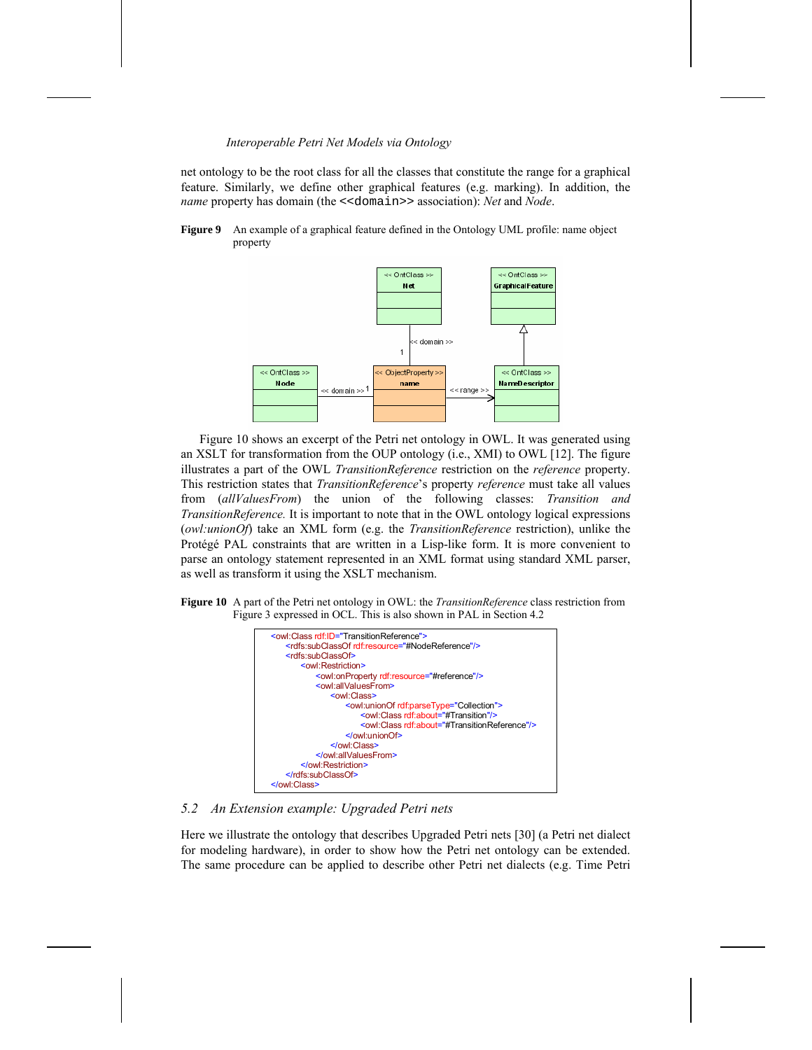net ontology to be the root class for all the classes that constitute the range for a graphical feature. Similarly, we define other graphical features (e.g. marking). In addition, the *name* property has domain (the `<<domain>>` association): *Net* and *Node*.

**Figure 9** An example of a graphical feature defined in the Ontology UML profile: name object property

Figure 10 shows an excerpt of the Petri net ontology in OWL. It was generated using an XSLT for transformation from the OUP ontology (i.e., XMI) to OWL [12]. The figure illustrates a part of the OWL *TransitionReference* restriction on the *reference* property. This restriction states that *TransitionReference*'s property *reference* must take all values from (*allValuesFrom*) the union of the following classes: *Transition and TransitionReference.* It is important to note that in the OWL ontology logical expressions (*owl:unionOf*) take an XML form (e.g. the *TransitionReference* restriction), unlike the Protégé PAL constraints that are written in a Lisp-like form. It is more convenient to parse an ontology statement represented in an XML format using standard XML parser, as well as transform it using the XSLT mechanism.

**Figure 10** A part of the Petri net ontology in OWL: the *TransitionReference* class restriction from Figure 3 expressed in OCL. This is also shown in PAL in Section 4.2

```
<owl:Class rdf:ID="TransitionReference">
    <rdfs:subClassOf rdf:resource="#NodeReference"/>
    <rdfs:subClassOf>
        <owl:Restriction>
            <owl:onProperty rdf:resource="#reference"/>
            <owl:allValuesFrom>
                <owl:Class>
                    <owl:unionOf rdf:parseType="Collection">
                        <owl:Class rdf:about="#Transition"/>
                        <owl:Class rdf:about="#TransitionReference"/>
                    </owl:unionOf>
                </owl:Class>
            </owl:allValuesFrom>
        </owl:Restriction>
    </rdfs:subClassOf>
</owl:Class>
```

### 5.2 An Extension example: Upgraded Petri nets

Here we illustrate the ontology that describes Upgraded Petri nets [30] (a Petri net dialect for modeling hardware), in order to show how the Petri net ontology can be extended. The same procedure can be applied to describe other Petri net dialects (e.g. Time Petri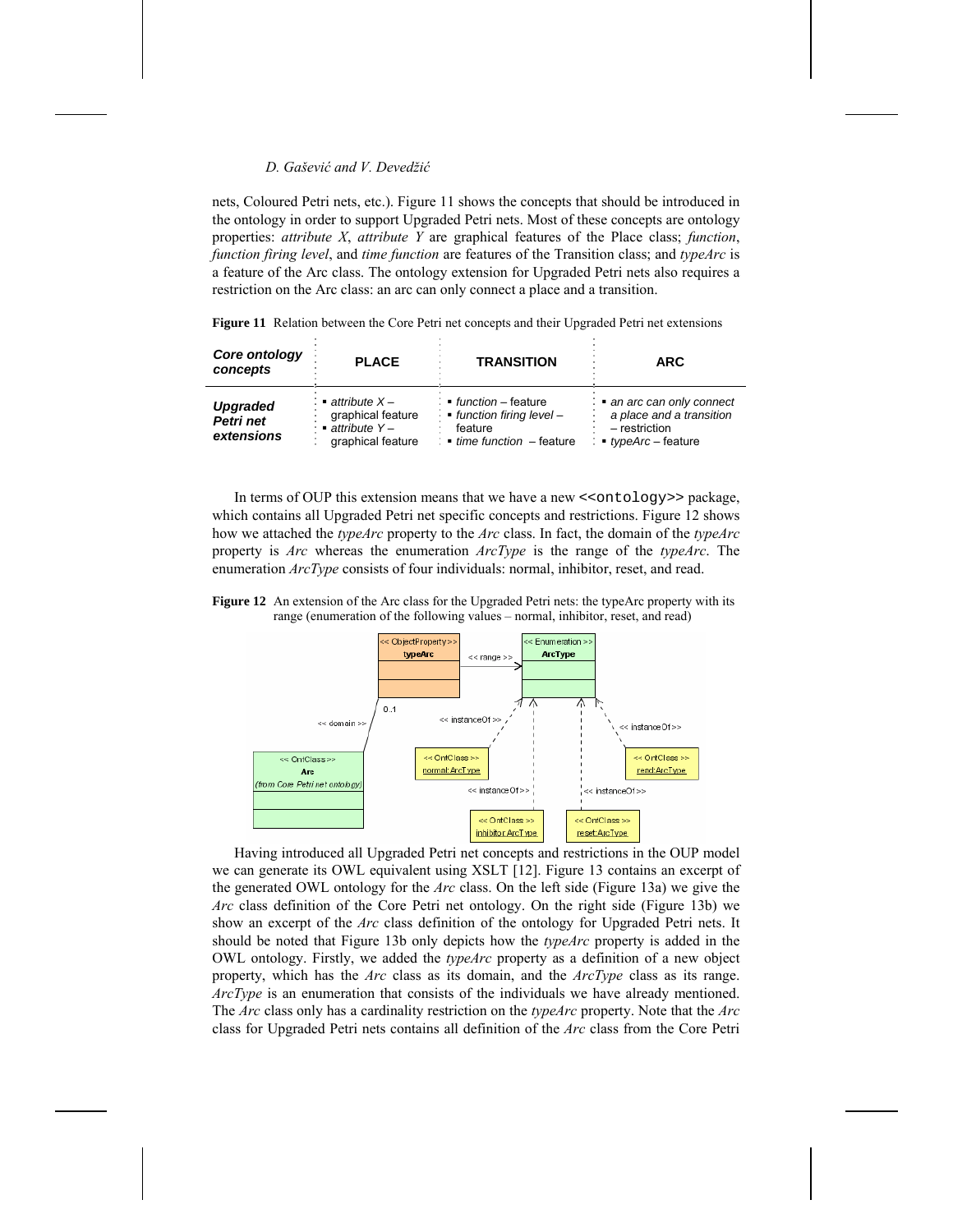nets, Coloured Petri nets, etc.). Figure 11 shows the concepts that should be introduced in the ontology in order to support Upgraded Petri nets. Most of these concepts are ontology properties: *attribute X*, *attribute Y* are graphical features of the Place class; *function*, *function firing level*, and *time function* are features of the Transition class; and *typeArc* is a feature of the Arc class. The ontology extension for Upgraded Petri nets also requires a restriction on the Arc class: an arc can only connect a place and a transition.

**Figure 11** Relation between the Core Petri net concepts and their Upgraded Petri net extensions

| ***Core ontology concepts*** | **PLACE** | **TRANSITION** | **ARC** |
|---|---|---|---|
| ***Upgraded Petri net extensions*** | ▪ *attribute X* – graphical feature<br>▪ *attribute Y* – graphical feature | ▪ *function* – feature<br>▪ *function firing level* – feature<br>▪ *time function* – feature | ▪ *an arc can only connect a place and a transition* – restriction<br>▪ *typeArc* – feature |

In terms of OUP this extension means that we have a new `<<ontology>>` package, which contains all Upgraded Petri net specific concepts and restrictions. Figure 12 shows how we attached the *typeArc* property to the *Arc* class. In fact, the domain of the *typeArc* property is *Arc* whereas the enumeration *ArcType* is the range of the *typeArc*. The enumeration *ArcType* consists of four individuals: normal, inhibitor, reset, and read.

**Figure 12** An extension of the Arc class for the Upgraded Petri nets: the typeArc property with its range (enumeration of the following values – normal, inhibitor, reset, and read)

Having introduced all Upgraded Petri net concepts and restrictions in the OUP model we can generate its OWL equivalent using XSLT [12]. Figure 13 contains an excerpt of the generated OWL ontology for the *Arc* class. On the left side (Figure 13a) we give the *Arc* class definition of the Core Petri net ontology. On the right side (Figure 13b) we show an excerpt of the *Arc* class definition of the ontology for Upgraded Petri nets. It should be noted that Figure 13b only depicts how the *typeArc* property is added in the OWL ontology. Firstly, we added the *typeArc* property as a definition of a new object property, which has the *Arc* class as its domain, and the *ArcType* class as its range. *ArcType* is an enumeration that consists of the individuals we have already mentioned. The *Arc* class only has a cardinality restriction on the *typeArc* property. Note that the *Arc* class for Upgraded Petri nets contains all definition of the *Arc* class from the Core Petri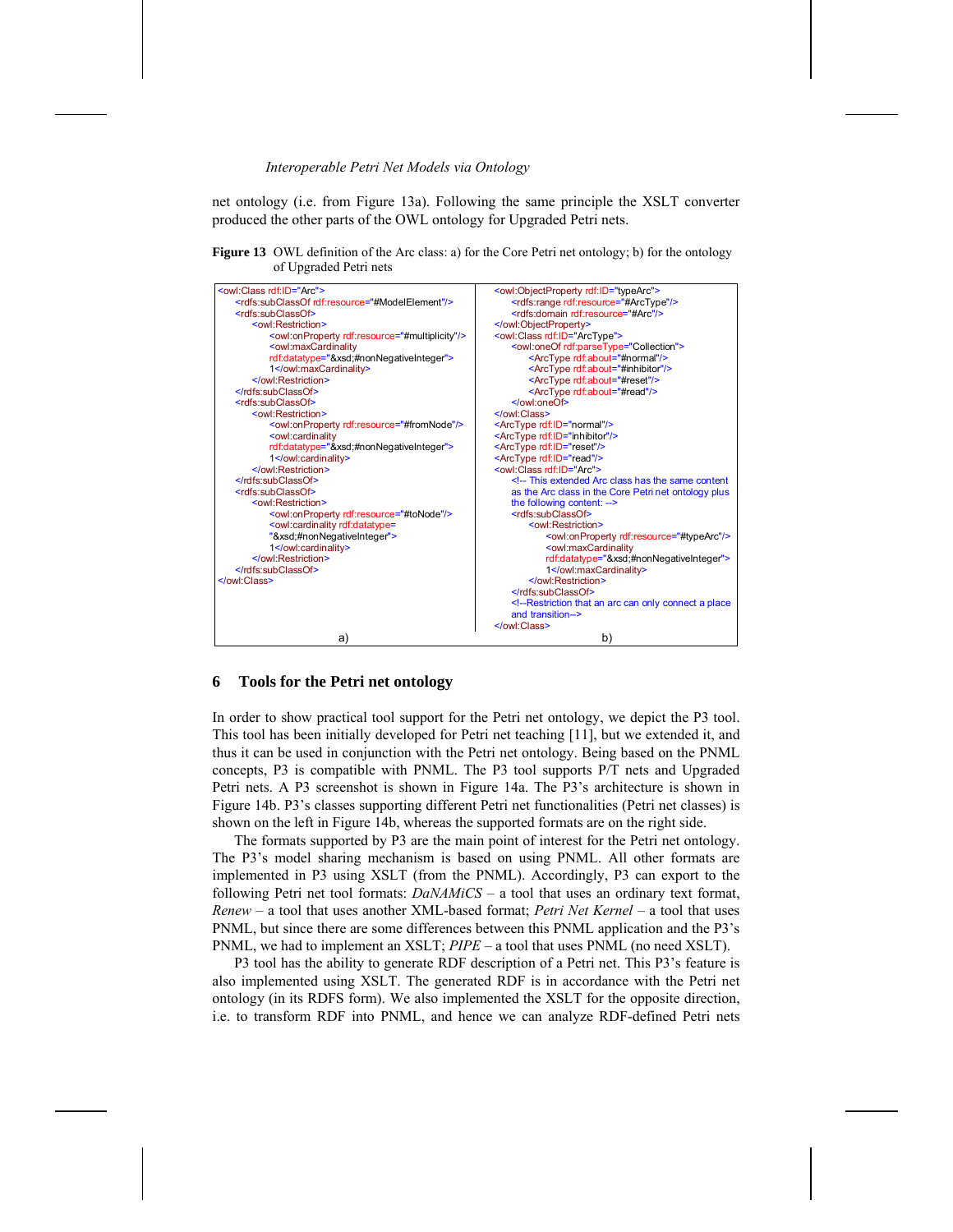net ontology (i.e. from Figure 13a). Following the same principle the XSLT converter produced the other parts of the OWL ontology for Upgraded Petri nets.

**Figure 13** OWL definition of the Arc class: a) for the Core Petri net ontology; b) for the ontology of Upgraded Petri nets

a)

```
<owl:Class rdf:ID="Arc">
    <rdfs:subClassOf rdf:resource="#ModelElement"/>
    <rdfs:subClassOf>
        <owl:Restriction>
            <owl:onProperty rdf:resource="#multiplicity"/>
            <owl:maxCardinality
            rdf:datatype="&xsd;#nonNegativeInteger">
            1</owl:maxCardinality>
        </owl:Restriction>
    </rdfs:subClassOf>
    <rdfs:subClassOf>
        <owl:Restriction>
            <owl:onProperty rdf:resource="#fromNode"/>
            <owl:cardinality
            rdf:datatype="&xsd;#nonNegativeInteger">
            1</owl:cardinality>
        </owl:Restriction>
    </rdfs:subClassOf>
    <rdfs:subClassOf>
        <owl:Restriction>
            <owl:onProperty rdf:resource="#toNode"/>
            <owl:cardinality rdf:datatype=
            "&xsd;#nonNegativeInteger">
            1</owl:cardinality>
        </owl:Restriction>
    </rdfs:subClassOf>
</owl:Class>
```

b)

```
<owl:ObjectProperty rdf:ID="typeArc">
    <rdfs:range rdf:resource="#ArcType"/>
    <rdfs:domain rdf:resource="#Arc"/>
</owl:ObjectProperty>
<owl:Class rdf:ID="ArcType">
    <owl:oneOf rdf:parseType="Collection">
        <ArcType rdf:about="#normal"/>
        <ArcType rdf:about="#inhibitor"/>
        <ArcType rdf:about="#reset"/>
        <ArcType rdf:about="#read"/>
    </owl:oneOf>
</owl:Class>
<ArcType rdf:ID="normal"/>
<ArcType rdf:ID="inhibitor"/>
<ArcType rdf:ID="reset"/>
<ArcType rdf:ID="read"/>
<owl:Class rdf:ID="Arc">
    <!-- This extended Arc class has the same content
    as the Arc class in the Core Petri net ontology plus
    the following content: -->
    <rdfs:subClassOf>
        <owl:Restriction>
            <owl:onProperty rdf:resource="#typeArc"/>
            <owl:maxCardinality
            rdf:datatype="&xsd;#nonNegativeInteger">
            1</owl:maxCardinality>
        </owl:Restriction>
    </rdfs:subClassOf>
    <!--Restriction that an arc can only connect a place
    and transition-->
</owl:Class>
```

## 6 Tools for the Petri net ontology

In order to show practical tool support for the Petri net ontology, we depict the P3 tool. This tool has been initially developed for Petri net teaching [11], but we extended it, and thus it can be used in conjunction with the Petri net ontology. Being based on the PNML concepts, P3 is compatible with PNML. The P3 tool supports P/T nets and Upgraded Petri nets. A P3 screenshot is shown in Figure 14a. The P3's architecture is shown in Figure 14b. P3's classes supporting different Petri net functionalities (Petri net classes) is shown on the left in Figure 14b, whereas the supported formats are on the right side.

The formats supported by P3 are the main point of interest for the Petri net ontology. The P3's model sharing mechanism is based on using PNML. All other formats are implemented in P3 using XSLT (from the PNML). Accordingly, P3 can export to the following Petri net tool formats: *DaNAMiCS* – a tool that uses an ordinary text format, *Renew* – a tool that uses another XML-based format; *Petri Net Kernel* – a tool that uses PNML, but since there are some differences between this PNML application and the P3's PNML, we had to implement an XSLT; *PIPE* – a tool that uses PNML (no need XSLT).

P3 tool has the ability to generate RDF description of a Petri net. This P3's feature is also implemented using XSLT. The generated RDF is in accordance with the Petri net ontology (in its RDFS form). We also implemented the XSLT for the opposite direction, i.e. to transform RDF into PNML, and hence we can analyze RDF-defined Petri nets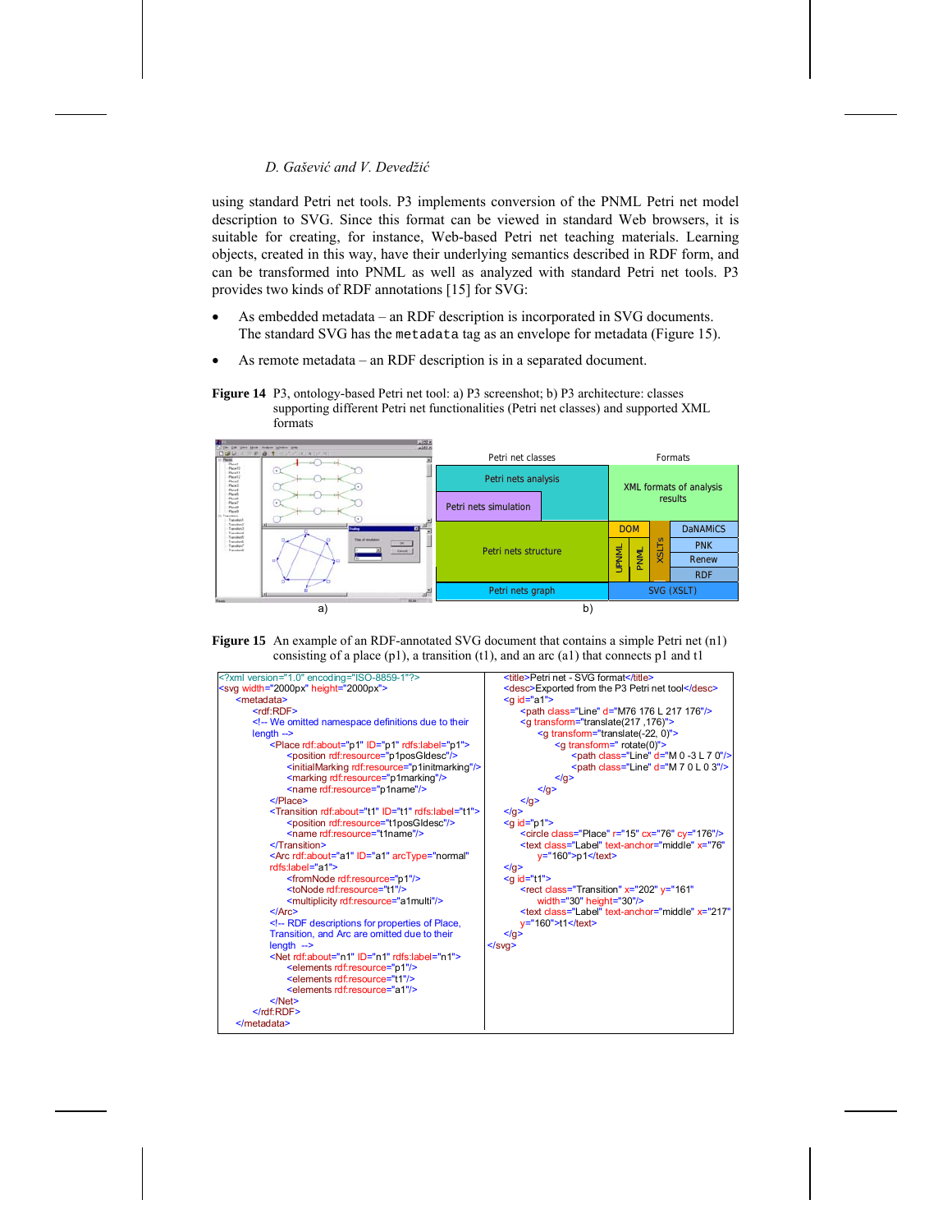using standard Petri net tools. P3 implements conversion of the PNML Petri net model description to SVG. Since this format can be viewed in standard Web browsers, it is suitable for creating, for instance, Web-based Petri net teaching materials. Learning objects, created in this way, have their underlying semantics described in RDF form, and can be transformed into PNML as well as analyzed with standard Petri net tools. P3 provides two kinds of RDF annotations [15] for SVG:

- As embedded metadata – an RDF description is incorporated in SVG documents. The standard SVG has the `metadata` tag as an envelope for metadata (Figure 15).
- As remote metadata – an RDF description is in a separated document.

**Figure 14** P3, ontology-based Petri net tool: a) P3 screenshot; b) P3 architecture: classes supporting different Petri net functionalities (Petri net classes) and supported XML formats

| Petri net classes | | Formats | | | |
|---|---|---|---|---|---|
| Petri nets analysis | | XML formats of analysis results | | | |
| Petri nets simulation | | | | | |
| Petri nets structure | | DOM | | | DaNAMiCS |
| | | UPNML | PNML | XSLTs | PNK |
| | | | | | Renew |
| | | | | | RDF |
| Petri nets graph | | SVG (XSLT) | | | |

a) b)

**Figure 15** An example of an RDF-annotated SVG document that contains a simple Petri net (n1) consisting of a place (p1), a transition (t1), and an arc (a1) that connects p1 and t1

```
<?xml version="1.0" encoding="ISO-8859-1"?>
<svg width="2000px" height="2000px">
  <metadata>
    <rdf:RDF>
    <!-- We omitted namespace definitions due to their
    length -->
      <Place rdf:about="p1" ID="p1" rdfs:label="p1">
        <position rdf:resource="p1posGIdesc"/>
        <initialMarking rdf:resource="p1initmarking"/>
        <marking rdf:resource="p1marking"/>
        <name rdf:resource="p1name"/>
      </Place>
      <Transition rdf:about="t1" ID="t1" rdfs:label="t1">
        <position rdf:resource="t1posGIdesc"/>
        <name rdf:resource="t1name"/>
      </Transition>
      <Arc rdf:about="a1" ID="a1" arcType="normal"
      rdfs:label="a1">
        <fromNode rdf:resource="p1"/>
        <toNode rdf:resource="t1"/>
        <multiplicity rdf:resource="a1multi"/>
      </Arc>
      <!-- RDF descriptions for properties of Place,
      Transition, and Arc are omitted due to their
      length  -->
      <Net rdf:about="n1" ID="n1" rdfs:label="n1">
        <elements rdf:resource="p1"/>
        <elements rdf:resource="t1"/>
        <elements rdf:resource="a1"/>
      </Net>
    </rdf:RDF>
  </metadata>
  <title>Petri net - SVG format</title>
  <desc>Exported from the P3 Petri net tool</desc>
  <g id="a1">
    <path class="Line" d="M76 176 L 217 176"/>
    <g transform="translate(217 ,176)">
      <g transform="translate(-22, 0)">
        <g transform=" rotate(0)">
          <path class="Line" d="M 0 -3 L 7 0"/>
          <path class="Line" d="M 7 0 L 0 3"/>
        </g>
      </g>
    </g>
  </g>
  <g id="p1">
    <circle class="Place" r="15" cx="76" cy="176"/>
    <text class="Label" text-anchor="middle" x="76"
      y="160">p1</text>
  </g>
  <g id="t1">
    <rect class="Transition" x="202" y="161"
      width="30" height="30"/>
    <text class="Label" text-anchor="middle" x="217"
    y="160">t1</text>
  </g>
</svg>
```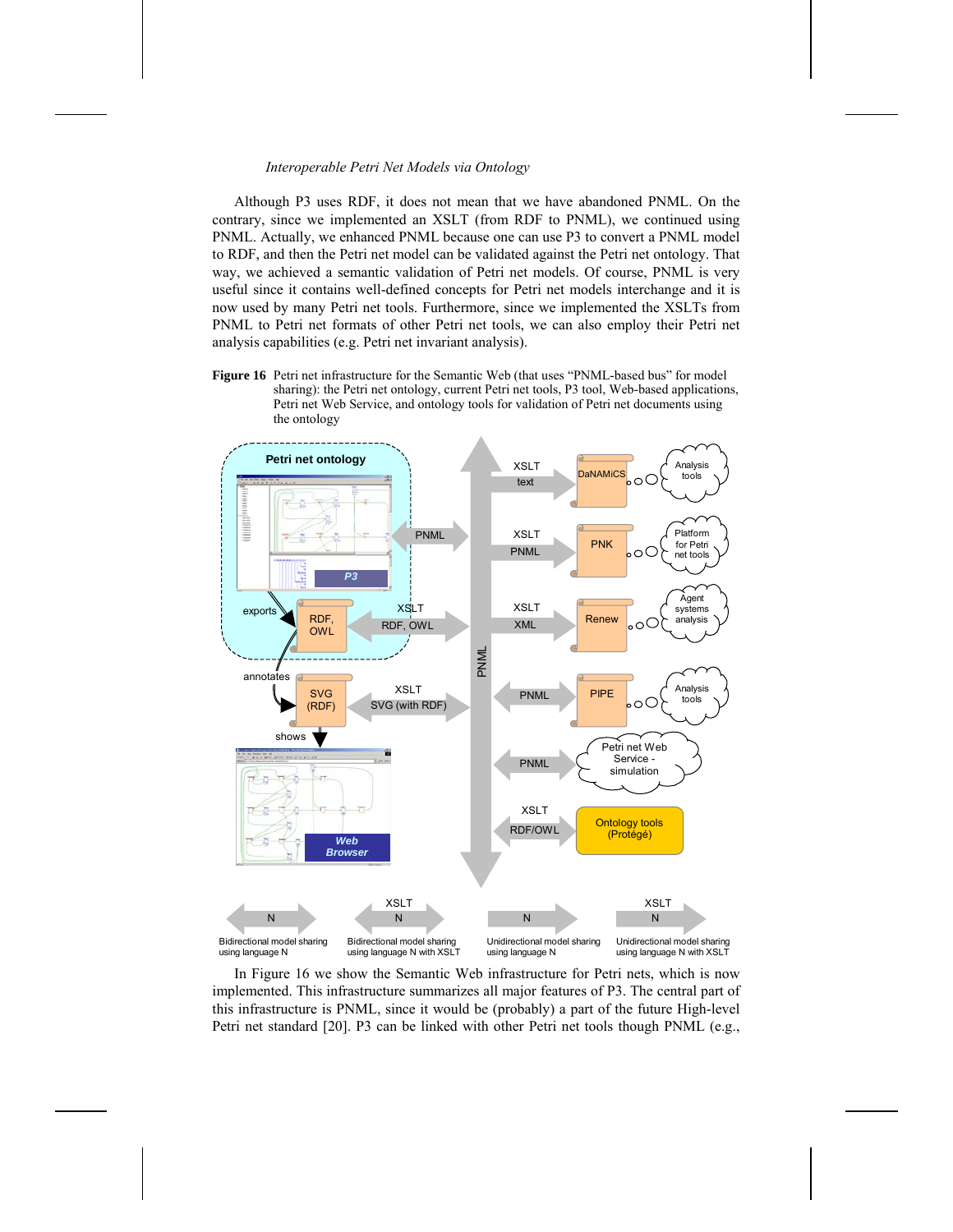Although P3 uses RDF, it does not mean that we have abandoned PNML. On the contrary, since we implemented an XSLT (from RDF to PNML), we continued using PNML. Actually, we enhanced PNML because one can use P3 to convert a PNML model to RDF, and then the Petri net model can be validated against the Petri net ontology. That way, we achieved a semantic validation of Petri net models. Of course, PNML is very useful since it contains well-defined concepts for Petri net models interchange and it is now used by many Petri net tools. Furthermore, since we implemented the XSLTs from PNML to Petri net formats of other Petri net tools, we can also employ their Petri net analysis capabilities (e.g. Petri net invariant analysis).

**Figure 16** Petri net infrastructure for the Semantic Web (that uses "PNML-based bus" for model sharing): the Petri net ontology, current Petri net tools, P3 tool, Web-based applications, Petri net Web Service, and ontology tools for validation of Petri net documents using the ontology

In Figure 16 we show the Semantic Web infrastructure for Petri nets, which is now implemented. This infrastructure summarizes all major features of P3. The central part of this infrastructure is PNML, since it would be (probably) a part of the future High-level Petri net standard [20]. P3 can be linked with other Petri net tools though PNML (e.g.,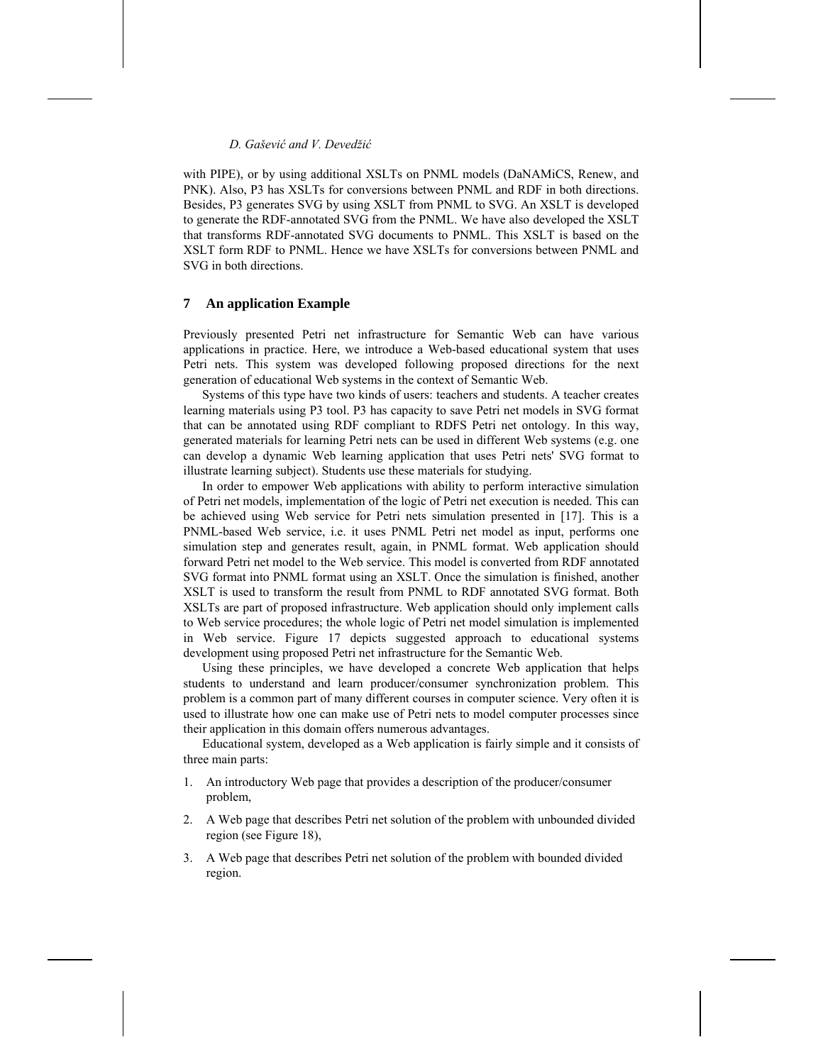with PIPE), or by using additional XSLTs on PNML models (DaNAMiCS, Renew, and PNK). Also, P3 has XSLTs for conversions between PNML and RDF in both directions. Besides, P3 generates SVG by using XSLT from PNML to SVG. An XSLT is developed to generate the RDF-annotated SVG from the PNML. We have also developed the XSLT that transforms RDF-annotated SVG documents to PNML. This XSLT is based on the XSLT form RDF to PNML. Hence we have XSLTs for conversions between PNML and SVG in both directions.

## 7 An application Example

Previously presented Petri net infrastructure for Semantic Web can have various applications in practice. Here, we introduce a Web-based educational system that uses Petri nets. This system was developed following proposed directions for the next generation of educational Web systems in the context of Semantic Web.

Systems of this type have two kinds of users: teachers and students. A teacher creates learning materials using P3 tool. P3 has capacity to save Petri net models in SVG format that can be annotated using RDF compliant to RDFS Petri net ontology. In this way, generated materials for learning Petri nets can be used in different Web systems (e.g. one can develop a dynamic Web learning application that uses Petri nets' SVG format to illustrate learning subject). Students use these materials for studying.

In order to empower Web applications with ability to perform interactive simulation of Petri net models, implementation of the logic of Petri net execution is needed. This can be achieved using Web service for Petri nets simulation presented in [17]. This is a PNML-based Web service, i.e. it uses PNML Petri net model as input, performs one simulation step and generates result, again, in PNML format. Web application should forward Petri net model to the Web service. This model is converted from RDF annotated SVG format into PNML format using an XSLT. Once the simulation is finished, another XSLT is used to transform the result from PNML to RDF annotated SVG format. Both XSLTs are part of proposed infrastructure. Web application should only implement calls to Web service procedures; the whole logic of Petri net model simulation is implemented in Web service. Figure 17 depicts suggested approach to educational systems development using proposed Petri net infrastructure for the Semantic Web.

Using these principles, we have developed a concrete Web application that helps students to understand and learn producer/consumer synchronization problem. This problem is a common part of many different courses in computer science. Very often it is used to illustrate how one can make use of Petri nets to model computer processes since their application in this domain offers numerous advantages.

Educational system, developed as a Web application is fairly simple and it consists of three main parts:

1. An introductory Web page that provides a description of the producer/consumer problem,
2. A Web page that describes Petri net solution of the problem with unbounded divided region (see Figure 18),
3. A Web page that describes Petri net solution of the problem with bounded divided region.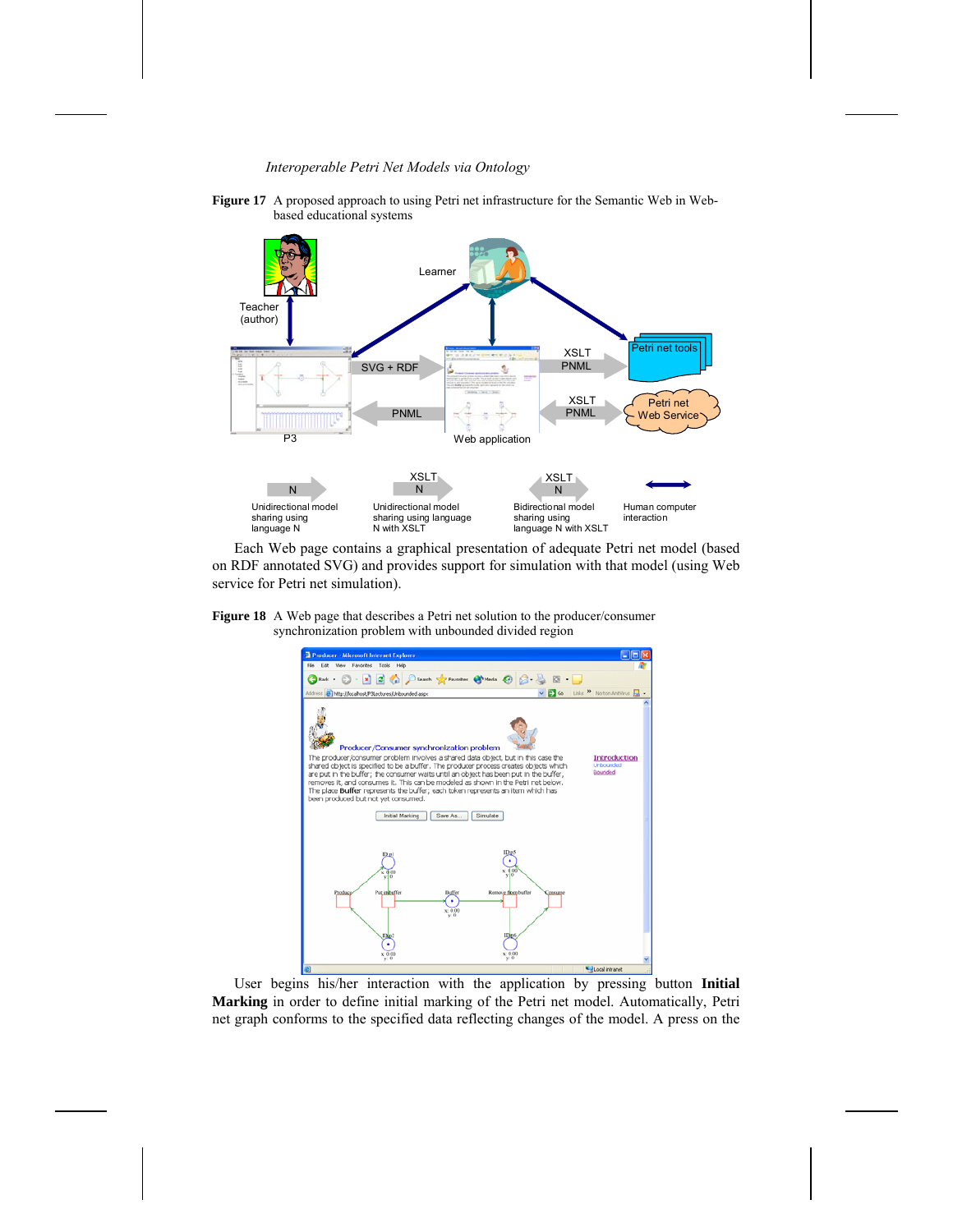**Figure 17** A proposed approach to using Petri net infrastructure for the Semantic Web in Web-based educational systems

Each Web page contains a graphical presentation of adequate Petri net model (based on RDF annotated SVG) and provides support for simulation with that model (using Web service for Petri net simulation).

**Figure 18** A Web page that describes a Petri net solution to the producer/consumer synchronization problem with unbounded divided region

User begins his/her interaction with the application by pressing button **Initial Marking** in order to define initial marking of the Petri net model. Automatically, Petri net graph conforms to the specified data reflecting changes of the model. A press on the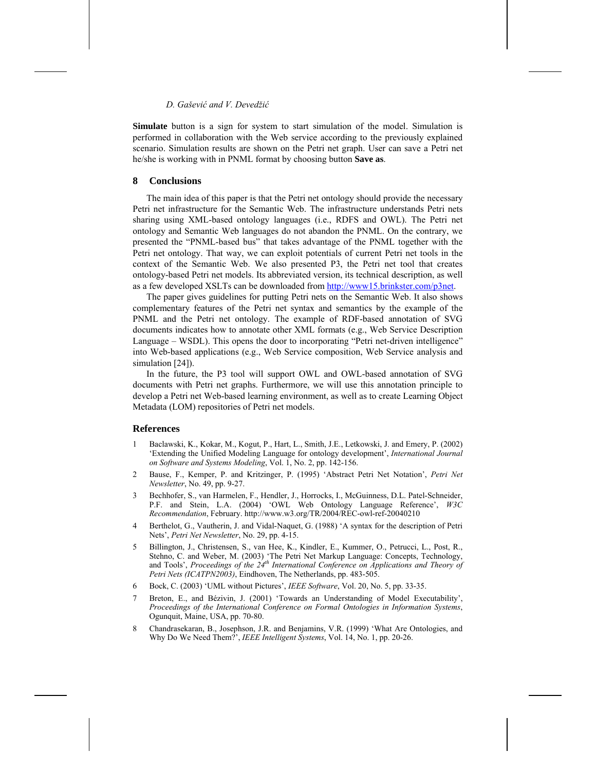**Simulate** button is a sign for system to start simulation of the model. Simulation is performed in collaboration with the Web service according to the previously explained scenario. Simulation results are shown on the Petri net graph. User can save a Petri net he/she is working with in PNML format by choosing button **Save as**.

## 8 Conclusions

The main idea of this paper is that the Petri net ontology should provide the necessary Petri net infrastructure for the Semantic Web. The infrastructure understands Petri nets sharing using XML-based ontology languages (i.e., RDFS and OWL). The Petri net ontology and Semantic Web languages do not abandon the PNML. On the contrary, we presented the "PNML-based bus" that takes advantage of the PNML together with the Petri net ontology. That way, we can exploit potentials of current Petri net tools in the context of the Semantic Web. We also presented P3, the Petri net tool that creates ontology-based Petri net models. Its abbreviated version, its technical description, as well as a few developed XSLTs can be downloaded from http://www15.brinkster.com/p3net.

The paper gives guidelines for putting Petri nets on the Semantic Web. It also shows complementary features of the Petri net syntax and semantics by the example of the PNML and the Petri net ontology. The example of RDF-based annotation of SVG documents indicates how to annotate other XML formats (e.g., Web Service Description Language – WSDL). This opens the door to incorporating "Petri net-driven intelligence" into Web-based applications (e.g., Web Service composition, Web Service analysis and simulation [24]).

In the future, the P3 tool will support OWL and OWL-based annotation of SVG documents with Petri net graphs. Furthermore, we will use this annotation principle to develop a Petri net Web-based learning environment, as well as to create Learning Object Metadata (LOM) repositories of Petri net models.

## References

1. Baclawski, K., Kokar, M., Kogut, P., Hart, L., Smith, J.E., Letkowski, J. and Emery, P. (2002) 'Extending the Unified Modeling Language for ontology development', *International Journal on Software and Systems Modeling*, Vol. 1, No. 2, pp. 142-156.
2. Bause, F., Kemper, P. and Kritzinger, P. (1995) 'Abstract Petri Net Notation', *Petri Net Newsletter*, No. 49, pp. 9-27.
3. Bechhofer, S., van Harmelen, F., Hendler, J., Horrocks, I., McGuinness, D.L. Patel-Schneider, P.F. and Stein, L.A. (2004) 'OWL Web Ontology Language Reference', *W3C Recommendation*, February. http://www.w3.org/TR/2004/REC-owl-ref-20040210
4. Berthelot, G., Vautherin, J. and Vidal-Naquet, G. (1988) 'A syntax for the description of Petri Nets', *Petri Net Newsletter*, No. 29, pp. 4-15.
5. Billington, J., Christensen, S., van Hee, K., Kindler, E., Kummer, O., Petrucci, L., Post, R., Stehno, C. and Weber, M. (2003) 'The Petri Net Markup Language: Concepts, Technology, and Tools', *Proceedings of the 24th International Conference on Applications and Theory of Petri Nets (ICATPN2003)*, Eindhoven, The Netherlands, pp. 483-505.
6. Bock, C. (2003) 'UML without Pictures', *IEEE Software*, Vol. 20, No. 5, pp. 33-35.
7. Breton, E., and Bézivin, J. (2001) 'Towards an Understanding of Model Executability', *Proceedings of the International Conference on Formal Ontologies in Information Systems*, Ogunquit, Maine, USA, pp. 70-80.
8. Chandrasekaran, B., Josephson, J.R. and Benjamins, V.R. (1999) 'What Are Ontologies, and Why Do We Need Them?', *IEEE Intelligent Systems*, Vol. 14, No. 1, pp. 20-26.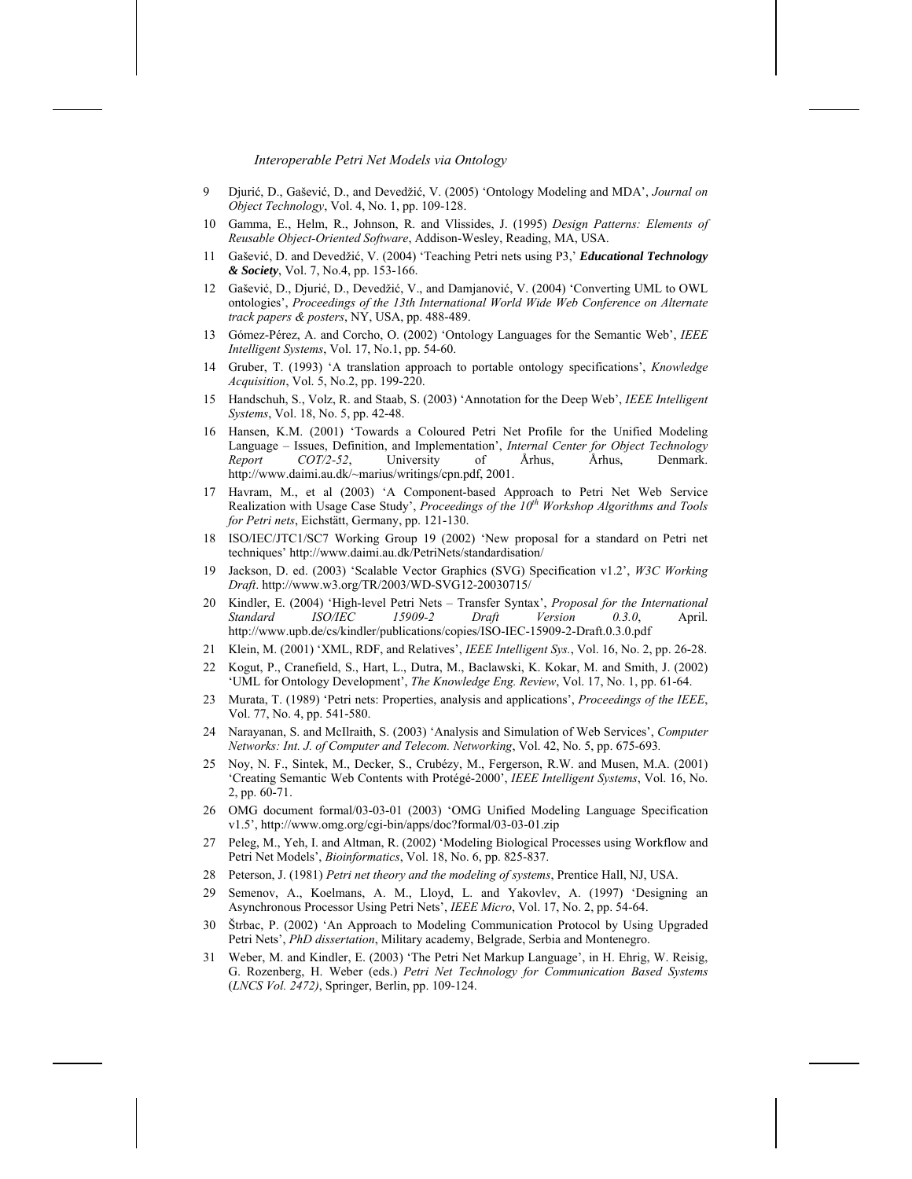9 Djurić, D., Gašević, D., and Devedžić, V. (2005) 'Ontology Modeling and MDA', *Journal on Object Technology*, Vol. 4, No. 1, pp. 109-128.

10 Gamma, E., Helm, R., Johnson, R. and Vlissides, J. (1995) *Design Patterns: Elements of Reusable Object-Oriented Software*, Addison-Wesley, Reading, MA, USA.

11 Gašević, D. and Devedžić, V. (2004) 'Teaching Petri nets using P3,' ***Educational Technology & Society***, Vol. 7, No.4, pp. 153-166.

12 Gašević, D., Djurić, D., Devedžić, V., and Damjanović, V. (2004) 'Converting UML to OWL ontologies', *Proceedings of the 13th International World Wide Web Conference on Alternate track papers & posters*, NY, USA, pp. 488-489.

13 Gómez-Pérez, A. and Corcho, O. (2002) 'Ontology Languages for the Semantic Web', *IEEE Intelligent Systems*, Vol. 17, No.1, pp. 54-60.

14 Gruber, T. (1993) 'A translation approach to portable ontology specifications', *Knowledge Acquisition*, Vol. 5, No.2, pp. 199-220.

15 Handschuh, S., Volz, R. and Staab, S. (2003) 'Annotation for the Deep Web', *IEEE Intelligent Systems*, Vol. 18, No. 5, pp. 42-48.

16 Hansen, K.M. (2001) 'Towards a Coloured Petri Net Profile for the Unified Modeling Language – Issues, Definition, and Implementation', *Internal Center for Object Technology Report COT/2-52*, University of Århus, Århus, Denmark. http://www.daimi.au.dk/~marius/writings/cpn.pdf, 2001.

17 Havram, M., et al (2003) 'A Component-based Approach to Petri Net Web Service Realization with Usage Case Study', *Proceedings of the 10th Workshop Algorithms and Tools for Petri nets*, Eichstätt, Germany, pp. 121-130.

18 ISO/IEC/JTC1/SC7 Working Group 19 (2002) 'New proposal for a standard on Petri net techniques' http://www.daimi.au.dk/PetriNets/standardisation/

19 Jackson, D. ed. (2003) 'Scalable Vector Graphics (SVG) Specification v1.2', *W3C Working Draft*. http://www.w3.org/TR/2003/WD-SVG12-20030715/

20 Kindler, E. (2004) 'High-level Petri Nets – Transfer Syntax', *Proposal for the International Standard ISO/IEC 15909-2 Draft Version 0.3.0*, April. http://www.upb.de/cs/kindler/publications/copies/ISO-IEC-15909-2-Draft.0.3.0.pdf

21 Klein, M. (2001) 'XML, RDF, and Relatives', *IEEE Intelligent Sys.*, Vol. 16, No. 2, pp. 26-28.

22 Kogut, P., Cranefield, S., Hart, L., Dutra, M., Baclawski, K. Kokar, M. and Smith, J. (2002) 'UML for Ontology Development', *The Knowledge Eng. Review*, Vol. 17, No. 1, pp. 61-64.

23 Murata, T. (1989) 'Petri nets: Properties, analysis and applications', *Proceedings of the IEEE*, Vol. 77, No. 4, pp. 541-580.

24 Narayanan, S. and McIlraith, S. (2003) 'Analysis and Simulation of Web Services', *Computer Networks: Int. J. of Computer and Telecom. Networking*, Vol. 42, No. 5, pp. 675-693.

25 Noy, N. F., Sintek, M., Decker, S., Crubézy, M., Fergerson, R.W. and Musen, M.A. (2001) 'Creating Semantic Web Contents with Protégé-2000', *IEEE Intelligent Systems*, Vol. 16, No. 2, pp. 60-71.

26 OMG document formal/03-03-01 (2003) 'OMG Unified Modeling Language Specification v1.5', http://www.omg.org/cgi-bin/apps/doc?formal/03-03-01.zip

27 Peleg, M., Yeh, I. and Altman, R. (2002) 'Modeling Biological Processes using Workflow and Petri Net Models', *Bioinformatics*, Vol. 18, No. 6, pp. 825-837.

28 Peterson, J. (1981) *Petri net theory and the modeling of systems*, Prentice Hall, NJ, USA.

29 Semenov, A., Koelmans, A. M., Lloyd, L. and Yakovlev, A. (1997) 'Designing an Asynchronous Processor Using Petri Nets', *IEEE Micro*, Vol. 17, No. 2, pp. 54-64.

30 Štrbac, P. (2002) 'An Approach to Modeling Communication Protocol by Using Upgraded Petri Nets', *PhD dissertation*, Military academy, Belgrade, Serbia and Montenegro.

31 Weber, M. and Kindler, E. (2003) 'The Petri Net Markup Language', in H. Ehrig, W. Reisig, G. Rozenberg, H. Weber (eds.) *Petri Net Technology for Communication Based Systems* (*LNCS Vol. 2472)*, Springer, Berlin, pp. 109-124.